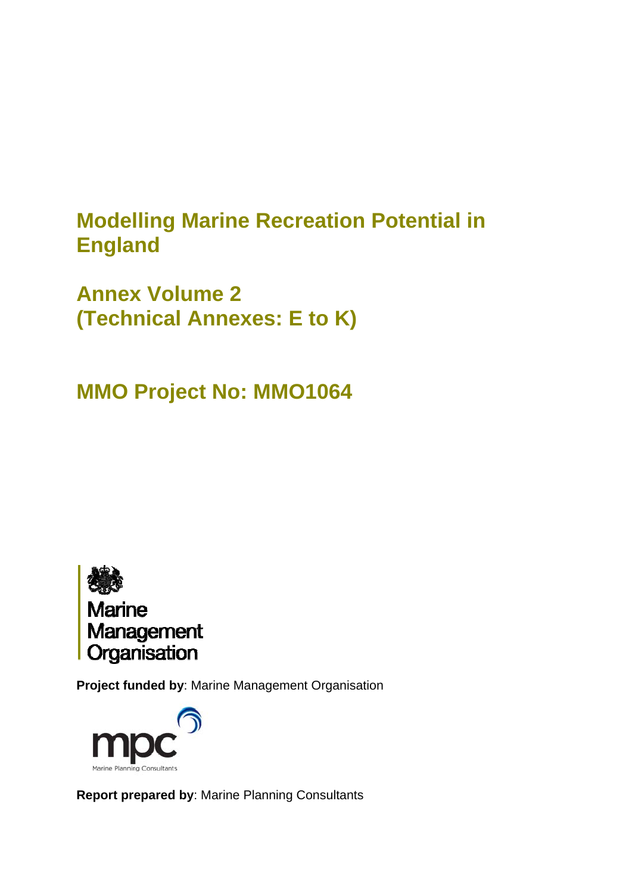# Modelling Marine Recreation Potential in England

## Annex Volume 2 (Technical Annexes: E to K)

## MMO Project No: MMO1064

Marine Management Organisation

**Project funded by**: Marine Management Organisation

mpc
Marine Planning Consultants

**Report prepared by**: Marine Planning Consultants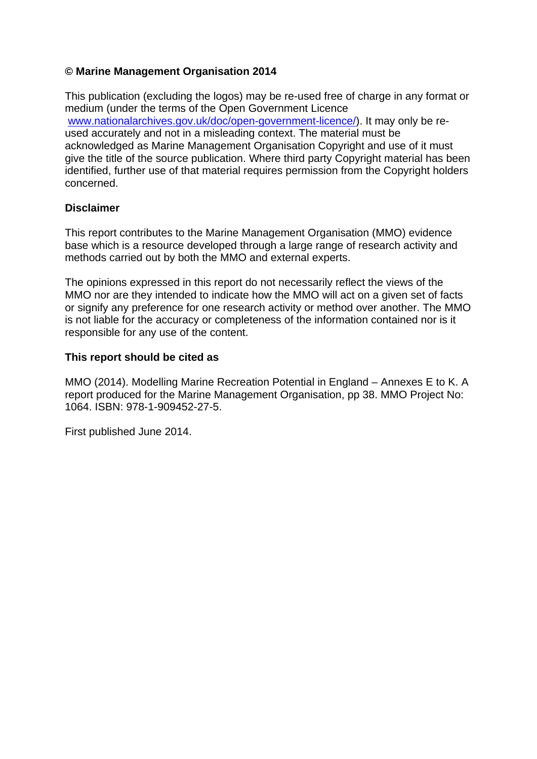**© Marine Management Organisation 2014**

This publication (excluding the logos) may be re-used free of charge in any format or medium (under the terms of the Open Government Licence www.nationalarchives.gov.uk/doc/open-government-licence/). It may only be re-used accurately and not in a misleading context. The material must be acknowledged as Marine Management Organisation Copyright and use of it must give the title of the source publication. Where third party Copyright material has been identified, further use of that material requires permission from the Copyright holders concerned.

**Disclaimer**

This report contributes to the Marine Management Organisation (MMO) evidence base which is a resource developed through a large range of research activity and methods carried out by both the MMO and external experts.

The opinions expressed in this report do not necessarily reflect the views of the MMO nor are they intended to indicate how the MMO will act on a given set of facts or signify any preference for one research activity or method over another. The MMO is not liable for the accuracy or completeness of the information contained nor is it responsible for any use of the content.

**This report should be cited as**

MMO (2014). Modelling Marine Recreation Potential in England – Annexes E to K. A report produced for the Marine Management Organisation, pp 38. MMO Project No: 1064. ISBN: 978-1-909452-27-5.

First published June 2014.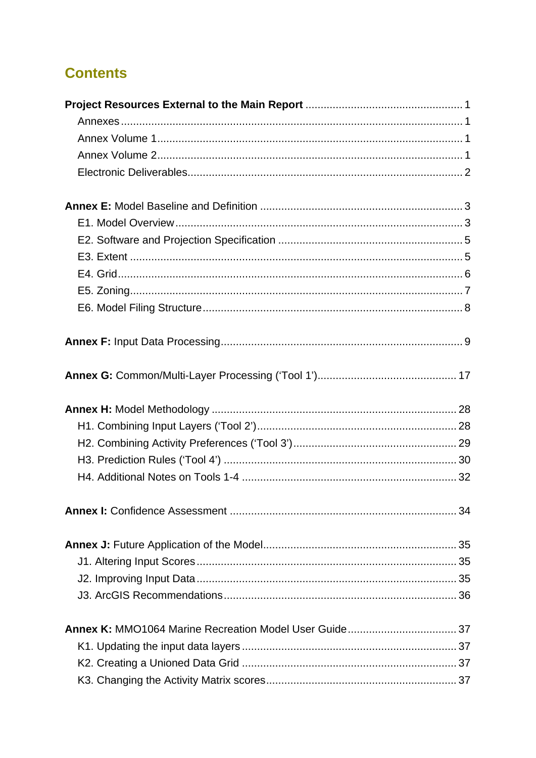## Contents

**Project Resources External to the Main Report** .................................................. 1

- Annexes .................................................................................................................. 1
- Annex Volume 1 ..................................................................................................... 1
- Annex Volume 2 ..................................................................................................... 1
- Electronic Deliverables ........................................................................................... 2

**Annex E:** Model Baseline and Definition .................................................................. 3

- E1. Model Overview ................................................................................................. 3
- E2. Software and Projection Specification ............................................................... 5
- E3. Extent ................................................................................................................ 5
- E4. Grid .................................................................................................................... 6
- E5. Zoning ................................................................................................................ 7
- E6. Model Filing Structure ........................................................................................ 8

**Annex F:** Input Data Processing ................................................................................ 9

**Annex G:** Common/Multi-Layer Processing (‘Tool 1’) ............................................. 17

**Annex H:** Model Methodology ................................................................................. 28

- H1. Combining Input Layers (‘Tool 2’) .................................................................. 28
- H2. Combining Activity Preferences (‘Tool 3’) ...................................................... 29
- H3. Prediction Rules (‘Tool 4’) .............................................................................. 30
- H4. Additional Notes on Tools 1-4 ....................................................................... 32

**Annex I:** Confidence Assessment ........................................................................... 34

**Annex J:** Future Application of the Model ............................................................... 35

- J1. Altering Input Scores ...................................................................................... 35
- J2. Improving Input Data ...................................................................................... 35
- J3. ArcGIS Recommendations ............................................................................. 36

**Annex K:** MMO1064 Marine Recreation Model User Guide .................................... 37

- K1. Updating the input data layers ....................................................................... 37
- K2. Creating a Unioned Data Grid ....................................................................... 37
- K3. Changing the Activity Matrix scores ............................................................... 37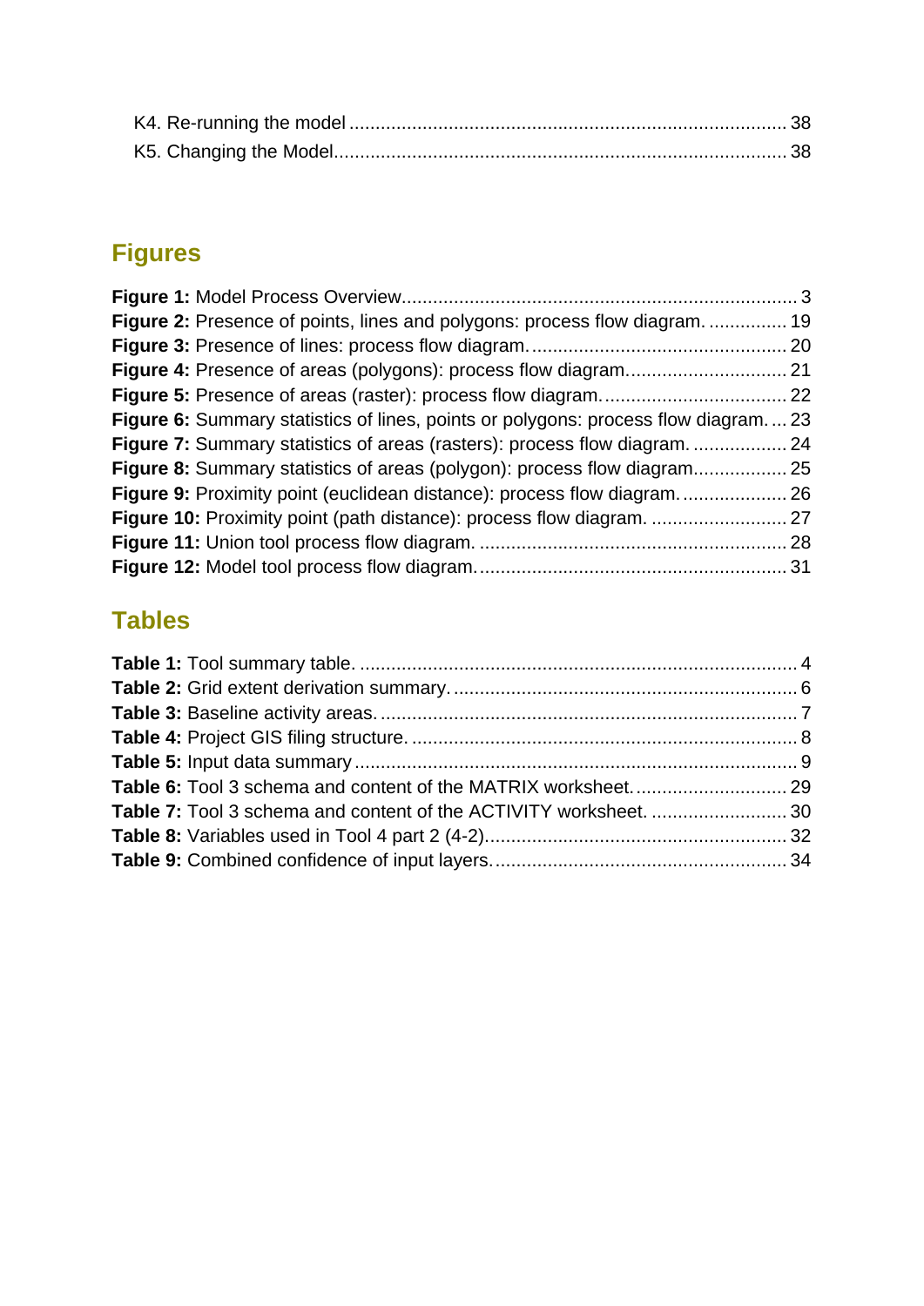K4. Re-running the model ........................................................................................ 38
K5. Changing the Model.......................................................................................... 38

## Figures

**Figure 1:** Model Process Overview........................................................................... 3
**Figure 2:** Presence of points, lines and polygons: process flow diagram. ............... 19
**Figure 3:** Presence of lines: process flow diagram. ................................................ 20
**Figure 4:** Presence of areas (polygons): process flow diagram.............................. 21
**Figure 5:** Presence of areas (raster): process flow diagram. .................................. 22
**Figure 6:** Summary statistics of lines, points or polygons: process flow diagram. ... 23
**Figure 7:** Summary statistics of areas (rasters): process flow diagram. .................. 24
**Figure 8:** Summary statistics of areas (polygon): process flow diagram................. 25
**Figure 9:** Proximity point (euclidean distance): process flow diagram. .................... 26
**Figure 10:** Proximity point (path distance): process flow diagram. .......................... 27
**Figure 11:** Union tool process flow diagram. ........................................................... 28
**Figure 12:** Model tool process flow diagram............................................................ 31

## Tables

**Table 1:** Tool summary table. ..................................................................................... 4
**Table 2:** Grid extent derivation summary.................................................................. 6
**Table 3:** Baseline activity areas. ................................................................................ 7
**Table 4:** Project GIS filing structure. .......................................................................... 8
**Table 5:** Input data summary ...................................................................................... 9
**Table 6:** Tool 3 schema and content of the MATRIX worksheet............................. 29
**Table 7:** Tool 3 schema and content of the ACTIVITY worksheet. .......................... 30
**Table 8:** Variables used in Tool 4 part 2 (4-2).......................................................... 32
**Table 9:** Combined confidence of input layers........................................................ 34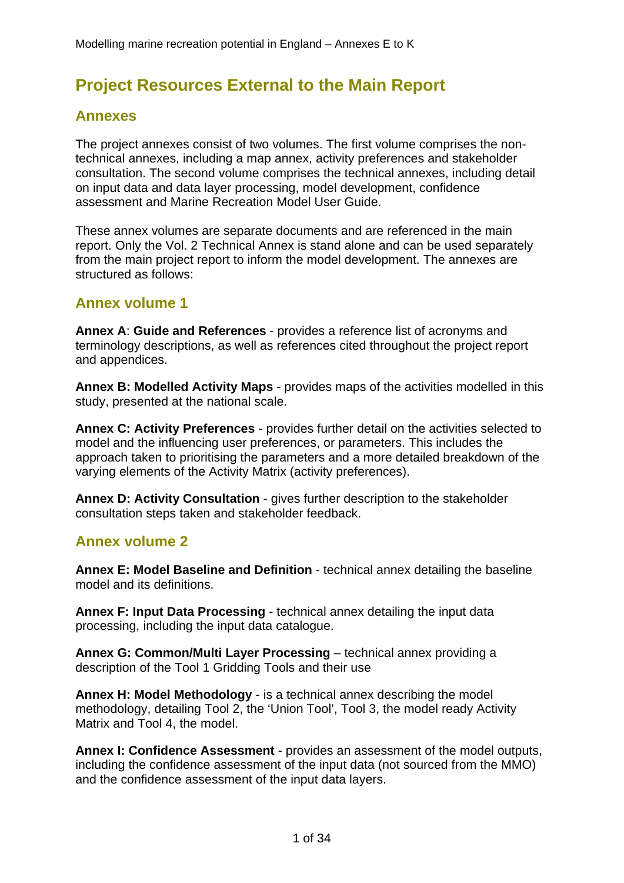# Project Resources External to the Main Report

## Annexes

The project annexes consist of two volumes. The first volume comprises the non-technical annexes, including a map annex, activity preferences and stakeholder consultation. The second volume comprises the technical annexes, including detail on input data and data layer processing, model development, confidence assessment and Marine Recreation Model User Guide.

These annex volumes are separate documents and are referenced in the main report. Only the Vol. 2 Technical Annex is stand alone and can be used separately from the main project report to inform the model development. The annexes are structured as follows:

## Annex volume 1

**Annex A**: **Guide and References** - provides a reference list of acronyms and terminology descriptions, as well as references cited throughout the project report and appendices.

**Annex B: Modelled Activity Maps** - provides maps of the activities modelled in this study, presented at the national scale.

**Annex C: Activity Preferences** - provides further detail on the activities selected to model and the influencing user preferences, or parameters. This includes the approach taken to prioritising the parameters and a more detailed breakdown of the varying elements of the Activity Matrix (activity preferences).

**Annex D: Activity Consultation** - gives further description to the stakeholder consultation steps taken and stakeholder feedback.

## Annex volume 2

**Annex E: Model Baseline and Definition** - technical annex detailing the baseline model and its definitions.

**Annex F: Input Data Processing** - technical annex detailing the input data processing, including the input data catalogue.

**Annex G: Common/Multi Layer Processing** – technical annex providing a description of the Tool 1 Gridding Tools and their use

**Annex H: Model Methodology** - is a technical annex describing the model methodology, detailing Tool 2, the 'Union Tool', Tool 3, the model ready Activity Matrix and Tool 4, the model.

**Annex I: Confidence Assessment** - provides an assessment of the model outputs, including the confidence assessment of the input data (not sourced from the MMO) and the confidence assessment of the input data layers.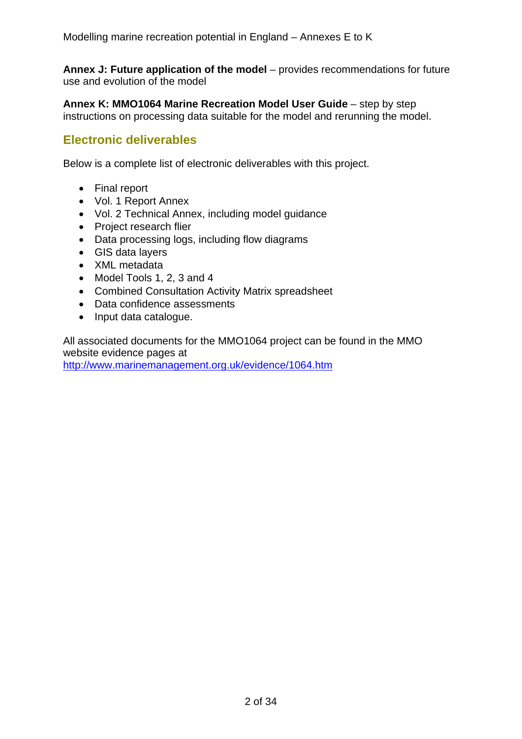**Annex J: Future application of the model** – provides recommendations for future use and evolution of the model

**Annex K: MMO1064 Marine Recreation Model User Guide** – step by step instructions on processing data suitable for the model and rerunning the model.

## Electronic deliverables

Below is a complete list of electronic deliverables with this project.

- Final report
- Vol. 1 Report Annex
- Vol. 2 Technical Annex, including model guidance
- Project research flier
- Data processing logs, including flow diagrams
- GIS data layers
- XML metadata
- Model Tools 1, 2, 3 and 4
- Combined Consultation Activity Matrix spreadsheet
- Data confidence assessments
- Input data catalogue.

All associated documents for the MMO1064 project can be found in the MMO website evidence pages at
http://www.marinemanagement.org.uk/evidence/1064.htm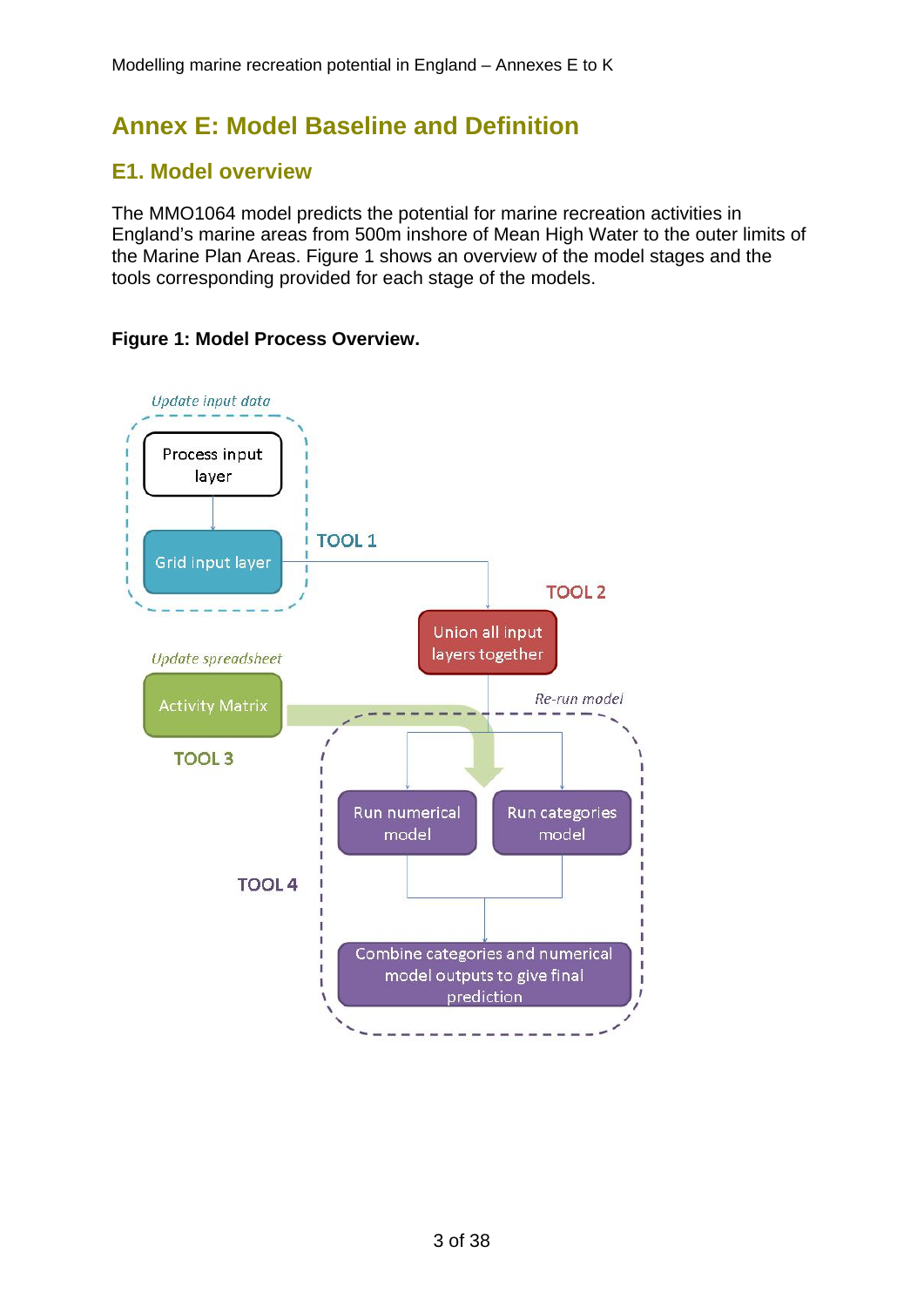# Annex E: Model Baseline and Definition

## E1. Model overview

The MMO1064 model predicts the potential for marine recreation activities in England's marine areas from 500m inshore of Mean High Water to the outer limits of the Marine Plan Areas. Figure 1 shows an overview of the model stages and the tools corresponding provided for each stage of the models.

**Figure 1: Model Process Overview.**

*Update input data*

- Process input layer
- Grid input layer

TOOL 1

TOOL 2

- Union all input layers together

*Update spreadsheet*

- Activity Matrix

TOOL 3

*Re-run model*

- Run numerical model
- Run categories model
- Combine categories and numerical model outputs to give final prediction

TOOL 4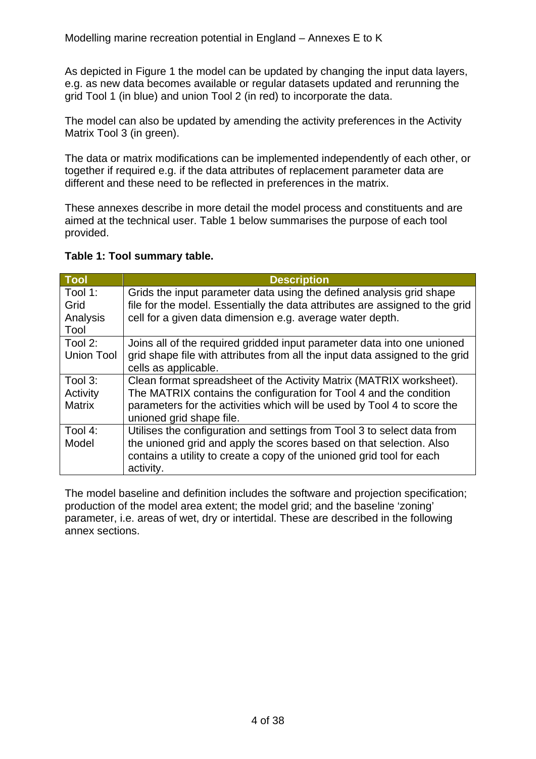As depicted in Figure 1 the model can be updated by changing the input data layers, e.g. as new data becomes available or regular datasets updated and rerunning the grid Tool 1 (in blue) and union Tool 2 (in red) to incorporate the data.

The model can also be updated by amending the activity preferences in the Activity Matrix Tool 3 (in green).

The data or matrix modifications can be implemented independently of each other, or together if required e.g. if the data attributes of replacement parameter data are different and these need to be reflected in preferences in the matrix.

These annexes describe in more detail the model process and constituents and are aimed at the technical user. Table 1 below summarises the purpose of each tool provided.

**Table 1: Tool summary table.**

| Tool | Description |
|---|---|
| Tool 1: Grid Analysis Tool | Grids the input parameter data using the defined analysis grid shape file for the model. Essentially the data attributes are assigned to the grid cell for a given data dimension e.g. average water depth. |
| Tool 2: Union Tool | Joins all of the required gridded input parameter data into one unioned grid shape file with attributes from all the input data assigned to the grid cells as applicable. |
| Tool 3: Activity Matrix | Clean format spreadsheet of the Activity Matrix (MATRIX worksheet). The MATRIX contains the configuration for Tool 4 and the condition parameters for the activities which will be used by Tool 4 to score the unioned grid shape file. |
| Tool 4: Model | Utilises the configuration and settings from Tool 3 to select data from the unioned grid and apply the scores based on that selection. Also contains a utility to create a copy of the unioned grid tool for each activity. |

The model baseline and definition includes the software and projection specification; production of the model area extent; the model grid; and the baseline 'zoning' parameter, i.e. areas of wet, dry or intertidal. These are described in the following annex sections.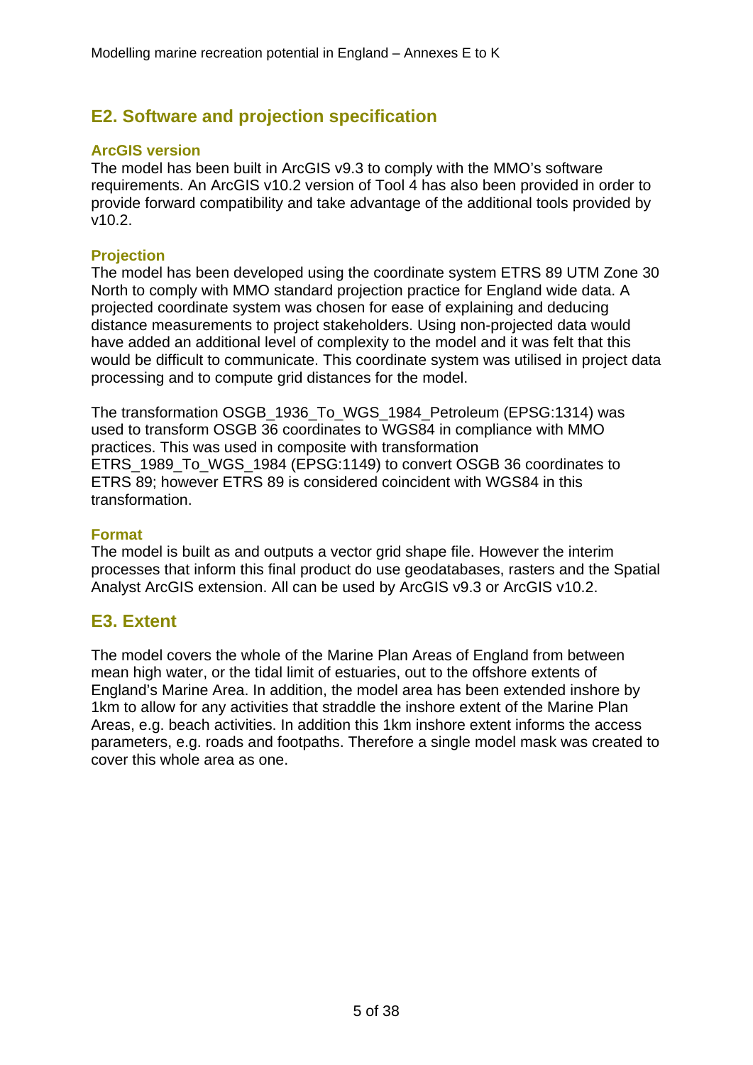## E2. Software and projection specification

### ArcGIS version

The model has been built in ArcGIS v9.3 to comply with the MMO's software requirements. An ArcGIS v10.2 version of Tool 4 has also been provided in order to provide forward compatibility and take advantage of the additional tools provided by v10.2.

### Projection

The model has been developed using the coordinate system ETRS 89 UTM Zone 30 North to comply with MMO standard projection practice for England wide data. A projected coordinate system was chosen for ease of explaining and deducing distance measurements to project stakeholders. Using non-projected data would have added an additional level of complexity to the model and it was felt that this would be difficult to communicate. This coordinate system was utilised in project data processing and to compute grid distances for the model.

The transformation OSGB_1936_To_WGS_1984_Petroleum (EPSG:1314) was used to transform OSGB 36 coordinates to WGS84 in compliance with MMO practices. This was used in composite with transformation ETRS_1989_To_WGS_1984 (EPSG:1149) to convert OSGB 36 coordinates to ETRS 89; however ETRS 89 is considered coincident with WGS84 in this transformation.

### Format

The model is built as and outputs a vector grid shape file. However the interim processes that inform this final product do use geodatabases, rasters and the Spatial Analyst ArcGIS extension. All can be used by ArcGIS v9.3 or ArcGIS v10.2.

## E3. Extent

The model covers the whole of the Marine Plan Areas of England from between mean high water, or the tidal limit of estuaries, out to the offshore extents of England's Marine Area. In addition, the model area has been extended inshore by 1km to allow for any activities that straddle the inshore extent of the Marine Plan Areas, e.g. beach activities. In addition this 1km inshore extent informs the access parameters, e.g. roads and footpaths. Therefore a single model mask was created to cover this whole area as one.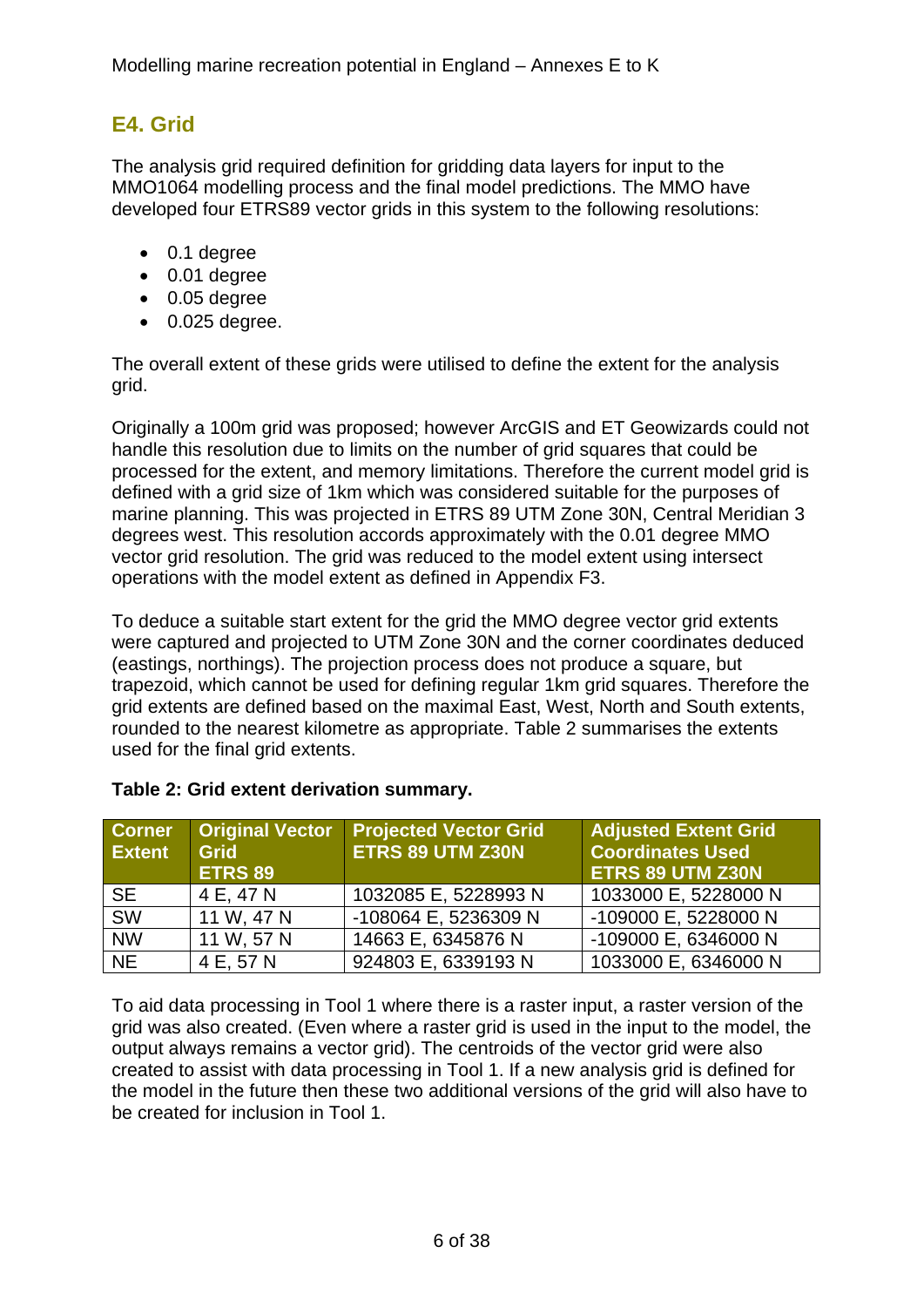## E4. Grid

The analysis grid required definition for gridding data layers for input to the MMO1064 modelling process and the final model predictions. The MMO have developed four ETRS89 vector grids in this system to the following resolutions:

- 0.1 degree
- 0.01 degree
- 0.05 degree
- 0.025 degree.

The overall extent of these grids were utilised to define the extent for the analysis grid.

Originally a 100m grid was proposed; however ArcGIS and ET Geowizards could not handle this resolution due to limits on the number of grid squares that could be processed for the extent, and memory limitations. Therefore the current model grid is defined with a grid size of 1km which was considered suitable for the purposes of marine planning. This was projected in ETRS 89 UTM Zone 30N, Central Meridian 3 degrees west. This resolution accords approximately with the 0.01 degree MMO vector grid resolution. The grid was reduced to the model extent using intersect operations with the model extent as defined in Appendix F3.

To deduce a suitable start extent for the grid the MMO degree vector grid extents were captured and projected to UTM Zone 30N and the corner coordinates deduced (eastings, northings). The projection process does not produce a square, but trapezoid, which cannot be used for defining regular 1km grid squares. Therefore the grid extents are defined based on the maximal East, West, North and South extents, rounded to the nearest kilometre as appropriate. Table 2 summarises the extents used for the final grid extents.

**Table 2: Grid extent derivation summary.**

| Corner Extent | Original Vector Grid ETRS 89 | Projected Vector Grid ETRS 89 UTM Z30N | Adjusted Extent Grid Coordinates Used ETRS 89 UTM Z30N |
|---|---|---|---|
| SE | 4 E, 47 N | 1032085 E, 5228993 N | 1033000 E, 5228000 N |
| SW | 11 W, 47 N | -108064 E, 5236309 N | -109000 E, 5228000 N |
| NW | 11 W, 57 N | 14663 E, 6345876 N | -109000 E, 6346000 N |
| NE | 4 E, 57 N | 924803 E, 6339193 N | 1033000 E, 6346000 N |

To aid data processing in Tool 1 where there is a raster input, a raster version of the grid was also created. (Even where a raster grid is used in the input to the model, the output always remains a vector grid). The centroids of the vector grid were also created to assist with data processing in Tool 1. If a new analysis grid is defined for the model in the future then these two additional versions of the grid will also have to be created for inclusion in Tool 1.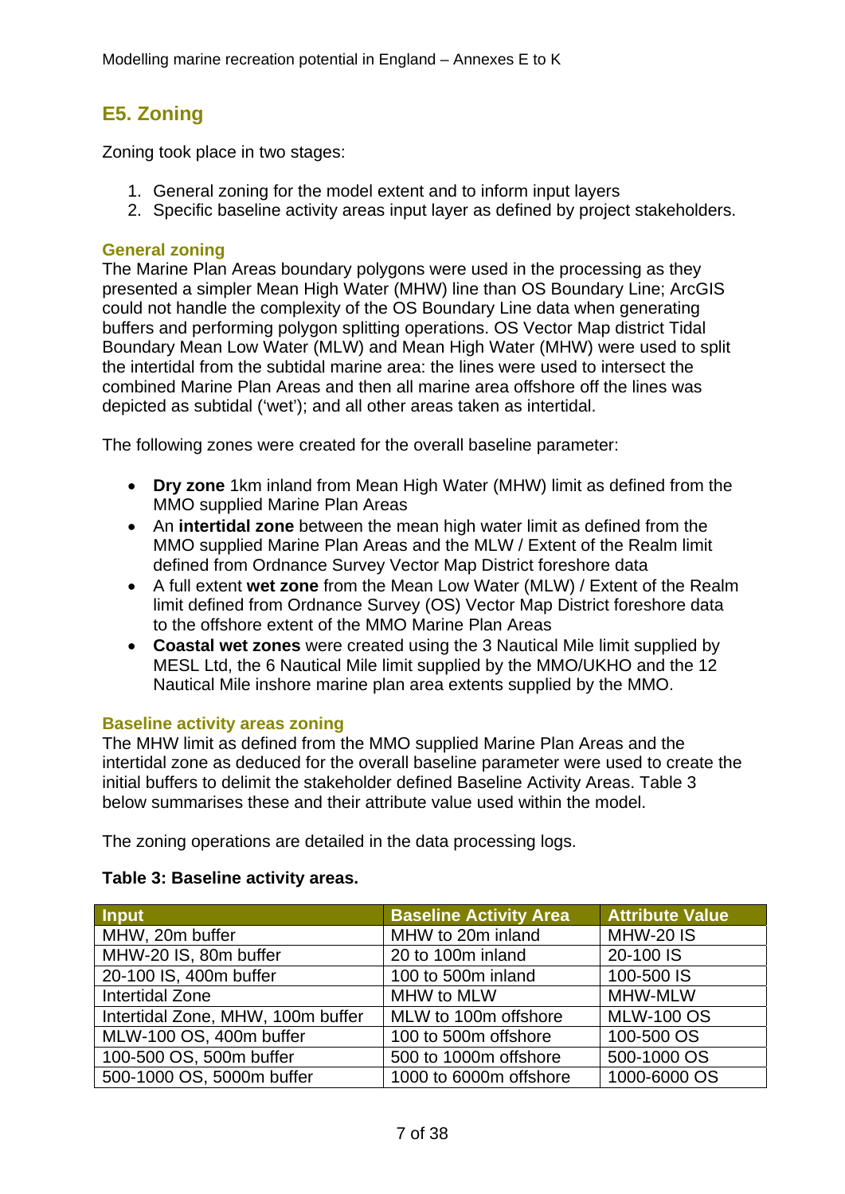## E5. Zoning

Zoning took place in two stages:

1. General zoning for the model extent and to inform input layers
2. Specific baseline activity areas input layer as defined by project stakeholders.

### General zoning

The Marine Plan Areas boundary polygons were used in the processing as they presented a simpler Mean High Water (MHW) line than OS Boundary Line; ArcGIS could not handle the complexity of the OS Boundary Line data when generating buffers and performing polygon splitting operations. OS Vector Map district Tidal Boundary Mean Low Water (MLW) and Mean High Water (MHW) were used to split the intertidal from the subtidal marine area: the lines were used to intersect the combined Marine Plan Areas and then all marine area offshore off the lines was depicted as subtidal ('wet'); and all other areas taken as intertidal.

The following zones were created for the overall baseline parameter:

- **Dry zone** 1km inland from Mean High Water (MHW) limit as defined from the MMO supplied Marine Plan Areas
- An **intertidal zone** between the mean high water limit as defined from the MMO supplied Marine Plan Areas and the MLW / Extent of the Realm limit defined from Ordnance Survey Vector Map District foreshore data
- A full extent **wet zone** from the Mean Low Water (MLW) / Extent of the Realm limit defined from Ordnance Survey (OS) Vector Map District foreshore data to the offshore extent of the MMO Marine Plan Areas
- **Coastal wet zones** were created using the 3 Nautical Mile limit supplied by MESL Ltd, the 6 Nautical Mile limit supplied by the MMO/UKHO and the 12 Nautical Mile inshore marine plan area extents supplied by the MMO.

### Baseline activity areas zoning

The MHW limit as defined from the MMO supplied Marine Plan Areas and the intertidal zone as deduced for the overall baseline parameter were used to create the initial buffers to delimit the stakeholder defined Baseline Activity Areas. Table 3 below summarises these and their attribute value used within the model.

The zoning operations are detailed in the data processing logs.

**Table 3: Baseline activity areas.**

| Input | Baseline Activity Area | Attribute Value |
|---|---|---|
| MHW, 20m buffer | MHW to 20m inland | MHW-20 IS |
| MHW-20 IS, 80m buffer | 20 to 100m inland | 20-100 IS |
| 20-100 IS, 400m buffer | 100 to 500m inland | 100-500 IS |
| Intertidal Zone | MHW to MLW | MHW-MLW |
| Intertidal Zone, MHW, 100m buffer | MLW to 100m offshore | MLW-100 OS |
| MLW-100 OS, 400m buffer | 100 to 500m offshore | 100-500 OS |
| 100-500 OS, 500m buffer | 500 to 1000m offshore | 500-1000 OS |
| 500-1000 OS, 5000m buffer | 1000 to 6000m offshore | 1000-6000 OS |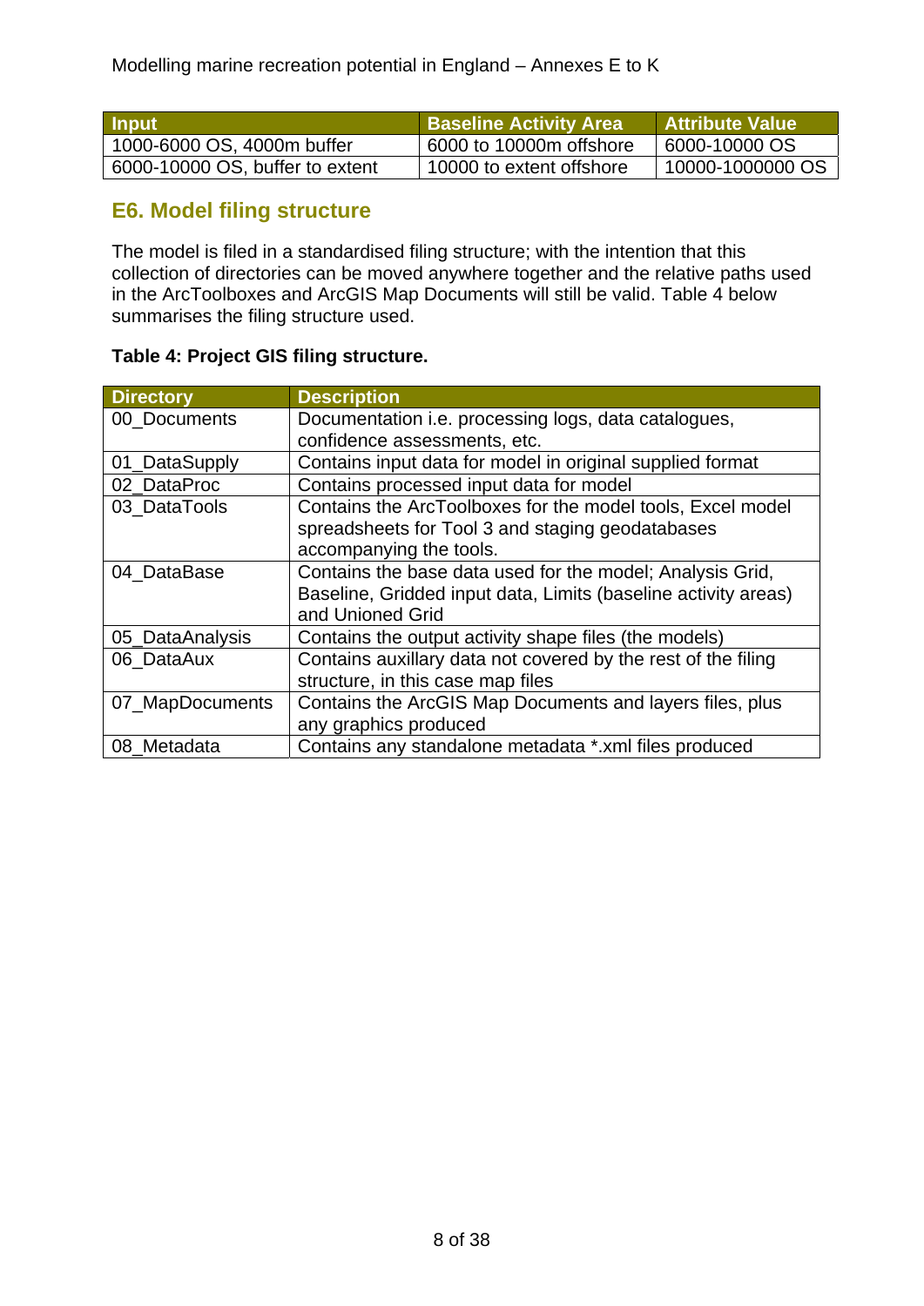| Input | Baseline Activity Area | Attribute Value |
| --- | --- | --- |
| 1000-6000 OS, 4000m buffer | 6000 to 10000m offshore | 6000-10000 OS |
| 6000-10000 OS, buffer to extent | 10000 to extent offshore | 10000-1000000 OS |

## E6. Model filing structure

The model is filed in a standardised filing structure; with the intention that this collection of directories can be moved anywhere together and the relative paths used in the ArcToolboxes and ArcGIS Map Documents will still be valid. Table 4 below summarises the filing structure used.

**Table 4: Project GIS filing structure.**

| Directory | Description |
| --- | --- |
| 00_Documents | Documentation i.e. processing logs, data catalogues, confidence assessments, etc. |
| 01_DataSupply | Contains input data for model in original supplied format |
| 02_DataProc | Contains processed input data for model |
| 03_DataTools | Contains the ArcToolboxes for the model tools, Excel model spreadsheets for Tool 3 and staging geodatabases accompanying the tools. |
| 04_DataBase | Contains the base data used for the model; Analysis Grid, Baseline, Gridded input data, Limits (baseline activity areas) and Unioned Grid |
| 05_DataAnalysis | Contains the output activity shape files (the models) |
| 06_DataAux | Contains auxillary data not covered by the rest of the filing structure, in this case map files |
| 07_MapDocuments | Contains the ArcGIS Map Documents and layers files, plus any graphics produced |
| 08_Metadata | Contains any standalone metadata *.xml files produced |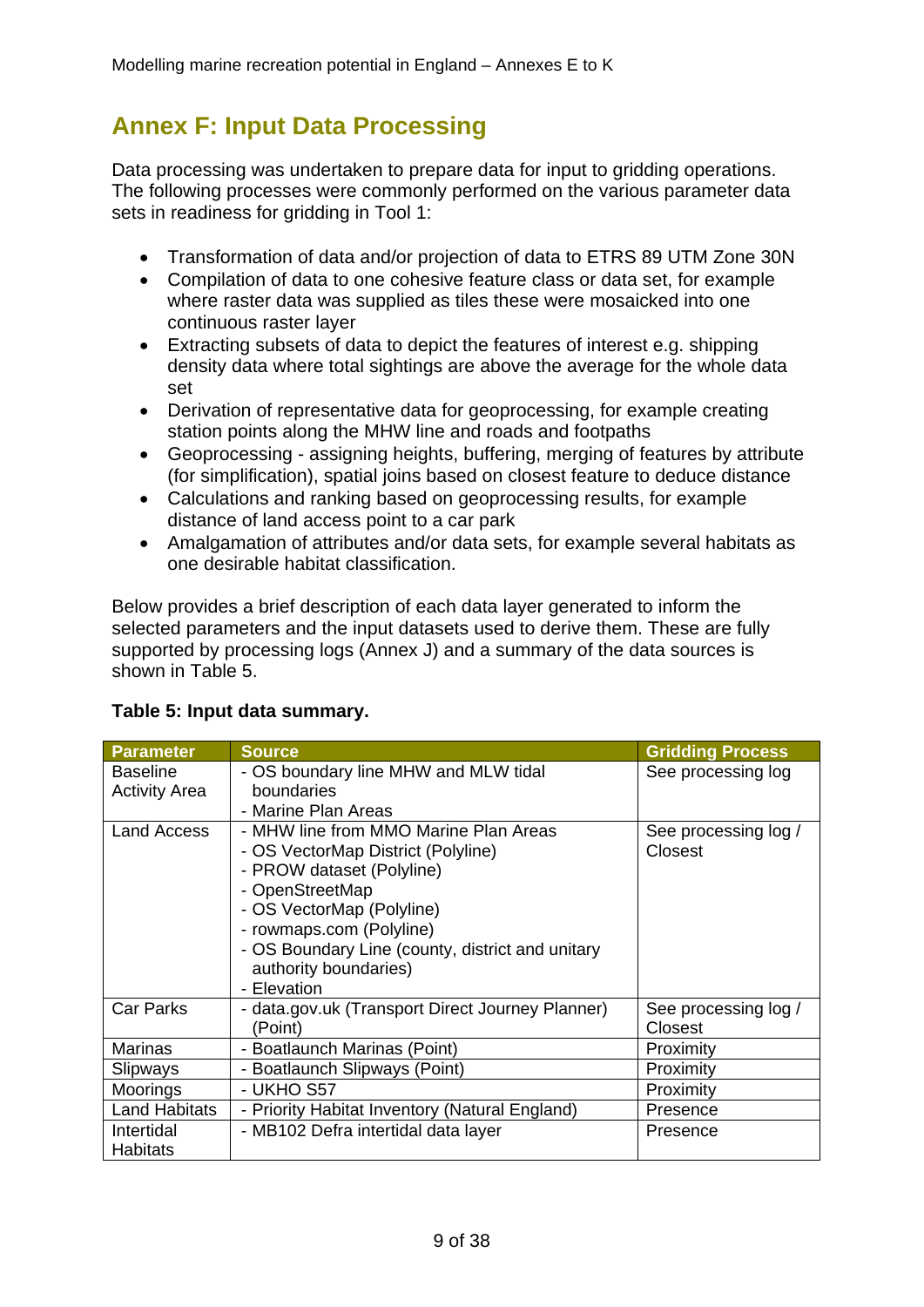## Annex F: Input Data Processing

Data processing was undertaken to prepare data for input to gridding operations. The following processes were commonly performed on the various parameter data sets in readiness for gridding in Tool 1:

- Transformation of data and/or projection of data to ETRS 89 UTM Zone 30N
- Compilation of data to one cohesive feature class or data set, for example where raster data was supplied as tiles these were mosaicked into one continuous raster layer
- Extracting subsets of data to depict the features of interest e.g. shipping density data where total sightings are above the average for the whole data set
- Derivation of representative data for geoprocessing, for example creating station points along the MHW line and roads and footpaths
- Geoprocessing - assigning heights, buffering, merging of features by attribute (for simplification), spatial joins based on closest feature to deduce distance
- Calculations and ranking based on geoprocessing results, for example distance of land access point to a car park
- Amalgamation of attributes and/or data sets, for example several habitats as one desirable habitat classification.

Below provides a brief description of each data layer generated to inform the selected parameters and the input datasets used to derive them. These are fully supported by processing logs (Annex J) and a summary of the data sources is shown in Table 5.

**Table 5: Input data summary.**

| Parameter | Source | Gridding Process |
|---|---|---|
| Baseline Activity Area | - OS boundary line MHW and MLW tidal boundaries<br>- Marine Plan Areas | See processing log |
| Land Access | - MHW line from MMO Marine Plan Areas<br>- OS VectorMap District (Polyline)<br>- PROW dataset (Polyline)<br>- OpenStreetMap<br>- OS VectorMap (Polyline)<br>- rowmaps.com (Polyline)<br>- OS Boundary Line (county, district and unitary authority boundaries)<br>- Elevation | See processing log / Closest |
| Car Parks | - data.gov.uk (Transport Direct Journey Planner) (Point) | See processing log / Closest |
| Marinas | - Boatlaunch Marinas (Point) | Proximity |
| Slipways | - Boatlaunch Slipways (Point) | Proximity |
| Moorings | - UKHO S57 | Proximity |
| Land Habitats | - Priority Habitat Inventory (Natural England) | Presence |
| Intertidal Habitats | - MB102 Defra intertidal data layer | Presence |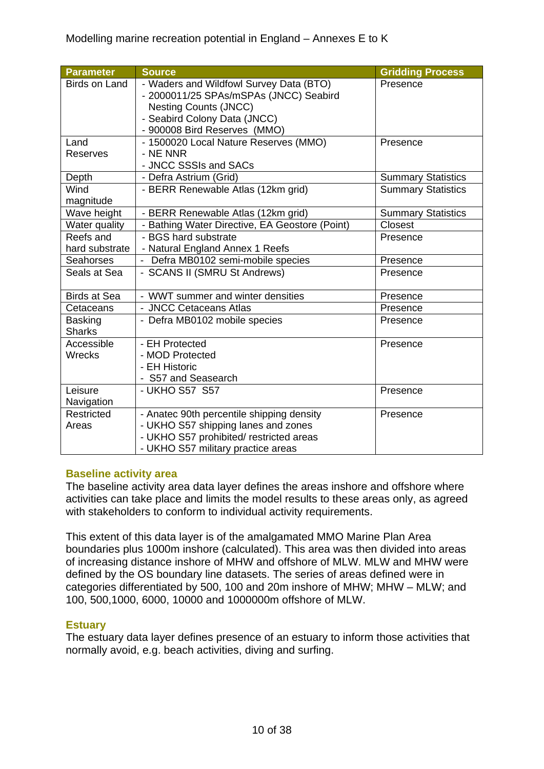| Parameter | Source | Gridding Process |
|---|---|---|
| Birds on Land | - Waders and Wildfowl Survey Data (BTO)<br>- 2000011/25 SPAs/mSPAs (JNCC) Seabird Nesting Counts (JNCC)<br>- Seabird Colony Data (JNCC)<br>- 900008 Bird Reserves (MMO) | Presence |
| Land Reserves | - 1500020 Local Nature Reserves (MMO)<br>- NE NNR<br>- JNCC SSSIs and SACs | Presence |
| Depth | - Defra Astrium (Grid) | Summary Statistics |
| Wind magnitude | - BERR Renewable Atlas (12km grid) | Summary Statistics |
| Wave height | - BERR Renewable Atlas (12km grid) | Summary Statistics |
| Water quality | - Bathing Water Directive, EA Geostore (Point) | Closest |
| Reefs and hard substrate | - BGS hard substrate<br>- Natural England Annex 1 Reefs | Presence |
| Seahorses | - Defra MB0102 semi-mobile species | Presence |
| Seals at Sea | - SCANS II (SMRU St Andrews) | Presence |
| Birds at Sea | - WWT summer and winter densities | Presence |
| Cetaceans | - JNCC Cetaceans Atlas | Presence |
| Basking Sharks | - Defra MB0102 mobile species | Presence |
| Accessible Wrecks | - EH Protected<br>- MOD Protected<br>- EH Historic<br>- S57 and Seasearch | Presence |
| Leisure Navigation | - UKHO S57 S57 | Presence |
| Restricted Areas | - Anatec 90th percentile shipping density<br>- UKHO S57 shipping lanes and zones<br>- UKHO S57 prohibited/ restricted areas<br>- UKHO S57 military practice areas | Presence |

### Baseline activity area

The baseline activity area data layer defines the areas inshore and offshore where activities can take place and limits the model results to these areas only, as agreed with stakeholders to conform to individual activity requirements.

This extent of this data layer is of the amalgamated MMO Marine Plan Area boundaries plus 1000m inshore (calculated). This area was then divided into areas of increasing distance inshore of MHW and offshore of MLW. MLW and MHW were defined by the OS boundary line datasets. The series of areas defined were in categories differentiated by 500, 100 and 20m inshore of MHW; MHW – MLW; and 100, 500,1000, 6000, 10000 and 1000000m offshore of MLW.

### Estuary

The estuary data layer defines presence of an estuary to inform those activities that normally avoid, e.g. beach activities, diving and surfing.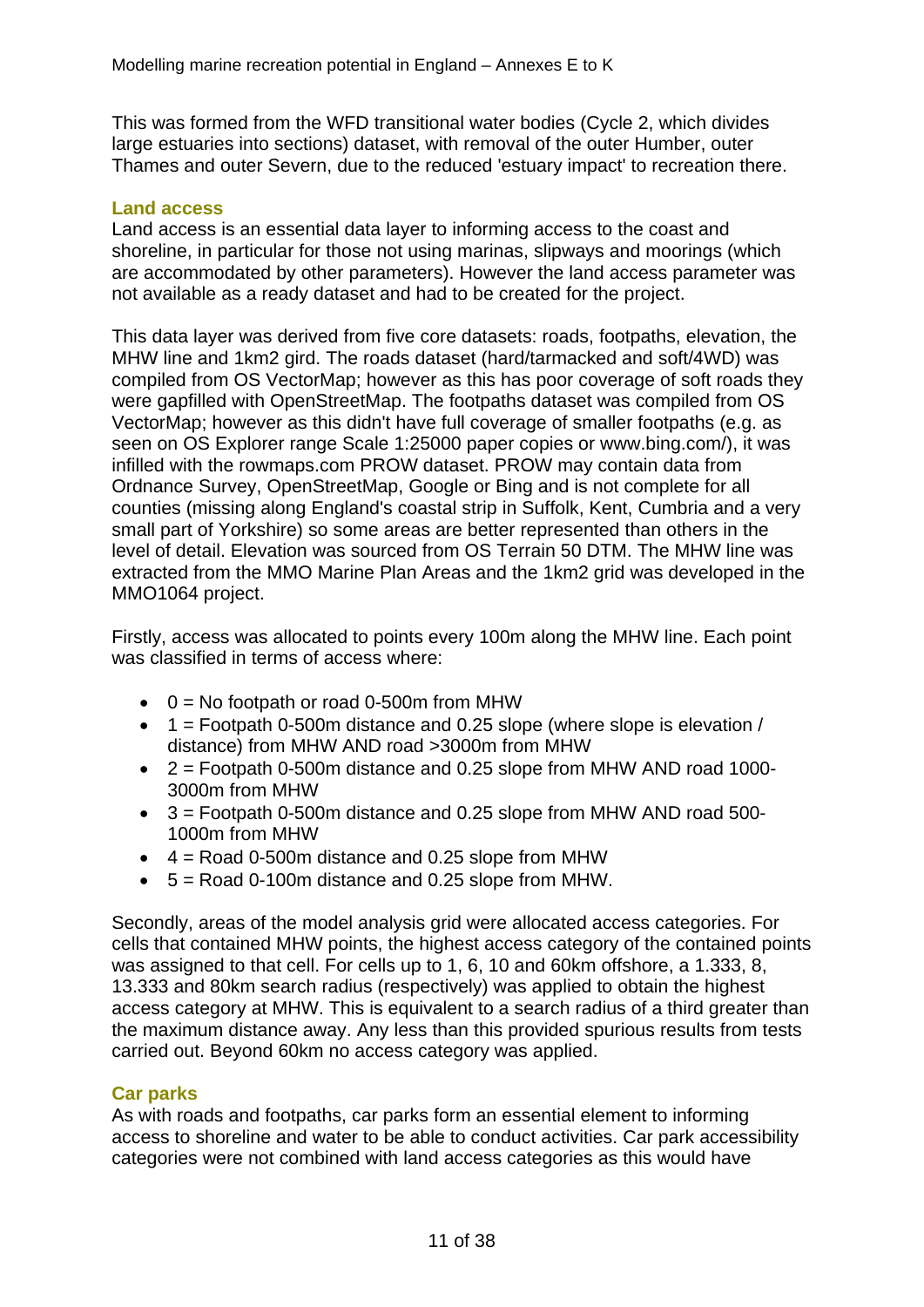This was formed from the WFD transitional water bodies (Cycle 2, which divides large estuaries into sections) dataset, with removal of the outer Humber, outer Thames and outer Severn, due to the reduced 'estuary impact' to recreation there.

### Land access

Land access is an essential data layer to informing access to the coast and shoreline, in particular for those not using marinas, slipways and moorings (which are accommodated by other parameters). However the land access parameter was not available as a ready dataset and had to be created for the project.

This data layer was derived from five core datasets: roads, footpaths, elevation, the MHW line and 1km2 gird. The roads dataset (hard/tarmacked and soft/4WD) was compiled from OS VectorMap; however as this has poor coverage of soft roads they were gapfilled with OpenStreetMap. The footpaths dataset was compiled from OS VectorMap; however as this didn't have full coverage of smaller footpaths (e.g. as seen on OS Explorer range Scale 1:25000 paper copies or www.bing.com/), it was infilled with the rowmaps.com PROW dataset. PROW may contain data from Ordnance Survey, OpenStreetMap, Google or Bing and is not complete for all counties (missing along England's coastal strip in Suffolk, Kent, Cumbria and a very small part of Yorkshire) so some areas are better represented than others in the level of detail. Elevation was sourced from OS Terrain 50 DTM. The MHW line was extracted from the MMO Marine Plan Areas and the 1km2 grid was developed in the MMO1064 project.

Firstly, access was allocated to points every 100m along the MHW line. Each point was classified in terms of access where:

- 0 = No footpath or road 0-500m from MHW
- 1 = Footpath 0-500m distance and 0.25 slope (where slope is elevation / distance) from MHW AND road >3000m from MHW
- 2 = Footpath 0-500m distance and 0.25 slope from MHW AND road 1000-3000m from MHW
- 3 = Footpath 0-500m distance and 0.25 slope from MHW AND road 500-1000m from MHW
- 4 = Road 0-500m distance and 0.25 slope from MHW
- 5 = Road 0-100m distance and 0.25 slope from MHW.

Secondly, areas of the model analysis grid were allocated access categories. For cells that contained MHW points, the highest access category of the contained points was assigned to that cell. For cells up to 1, 6, 10 and 60km offshore, a 1.333, 8, 13.333 and 80km search radius (respectively) was applied to obtain the highest access category at MHW. This is equivalent to a search radius of a third greater than the maximum distance away. Any less than this provided spurious results from tests carried out. Beyond 60km no access category was applied.

### Car parks

As with roads and footpaths, car parks form an essential element to informing access to shoreline and water to be able to conduct activities. Car park accessibility categories were not combined with land access categories as this would have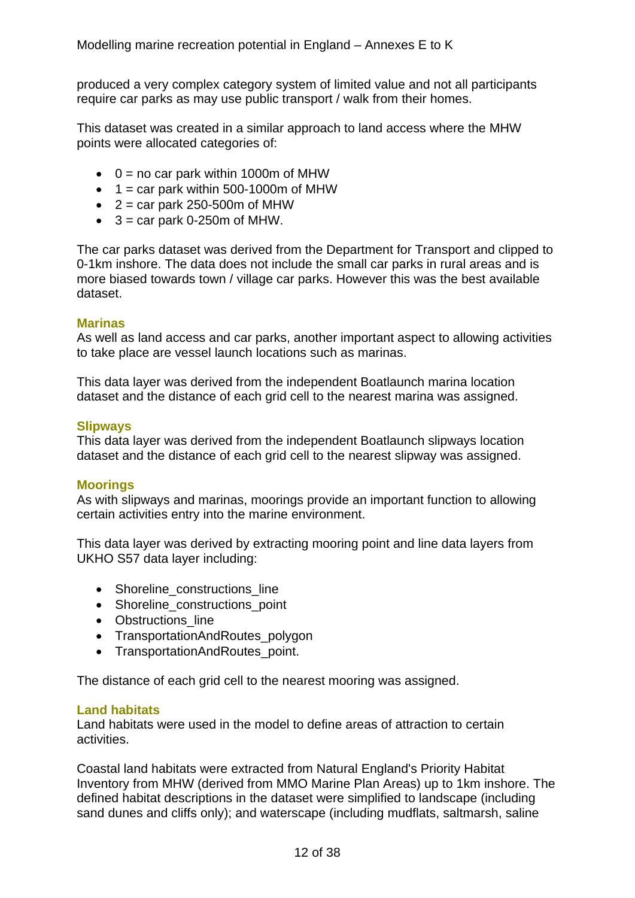produced a very complex category system of limited value and not all participants require car parks as may use public transport / walk from their homes.

This dataset was created in a similar approach to land access where the MHW points were allocated categories of:

- 0 = no car park within 1000m of MHW
- 1 = car park within 500-1000m of MHW
- 2 = car park 250-500m of MHW
- 3 = car park 0-250m of MHW.

The car parks dataset was derived from the Department for Transport and clipped to 0-1km inshore. The data does not include the small car parks in rural areas and is more biased towards town / village car parks. However this was the best available dataset.

### Marinas

As well as land access and car parks, another important aspect to allowing activities to take place are vessel launch locations such as marinas.

This data layer was derived from the independent Boatlaunch marina location dataset and the distance of each grid cell to the nearest marina was assigned.

### Slipways

This data layer was derived from the independent Boatlaunch slipways location dataset and the distance of each grid cell to the nearest slipway was assigned.

### Moorings

As with slipways and marinas, moorings provide an important function to allowing certain activities entry into the marine environment.

This data layer was derived by extracting mooring point and line data layers from UKHO S57 data layer including:

- Shoreline_constructions_line
- Shoreline_constructions_point
- Obstructions_line
- TransportationAndRoutes_polygon
- TransportationAndRoutes_point.

The distance of each grid cell to the nearest mooring was assigned.

### Land habitats

Land habitats were used in the model to define areas of attraction to certain activities.

Coastal land habitats were extracted from Natural England's Priority Habitat Inventory from MHW (derived from MMO Marine Plan Areas) up to 1km inshore. The defined habitat descriptions in the dataset were simplified to landscape (including sand dunes and cliffs only); and waterscape (including mudflats, saltmarsh, saline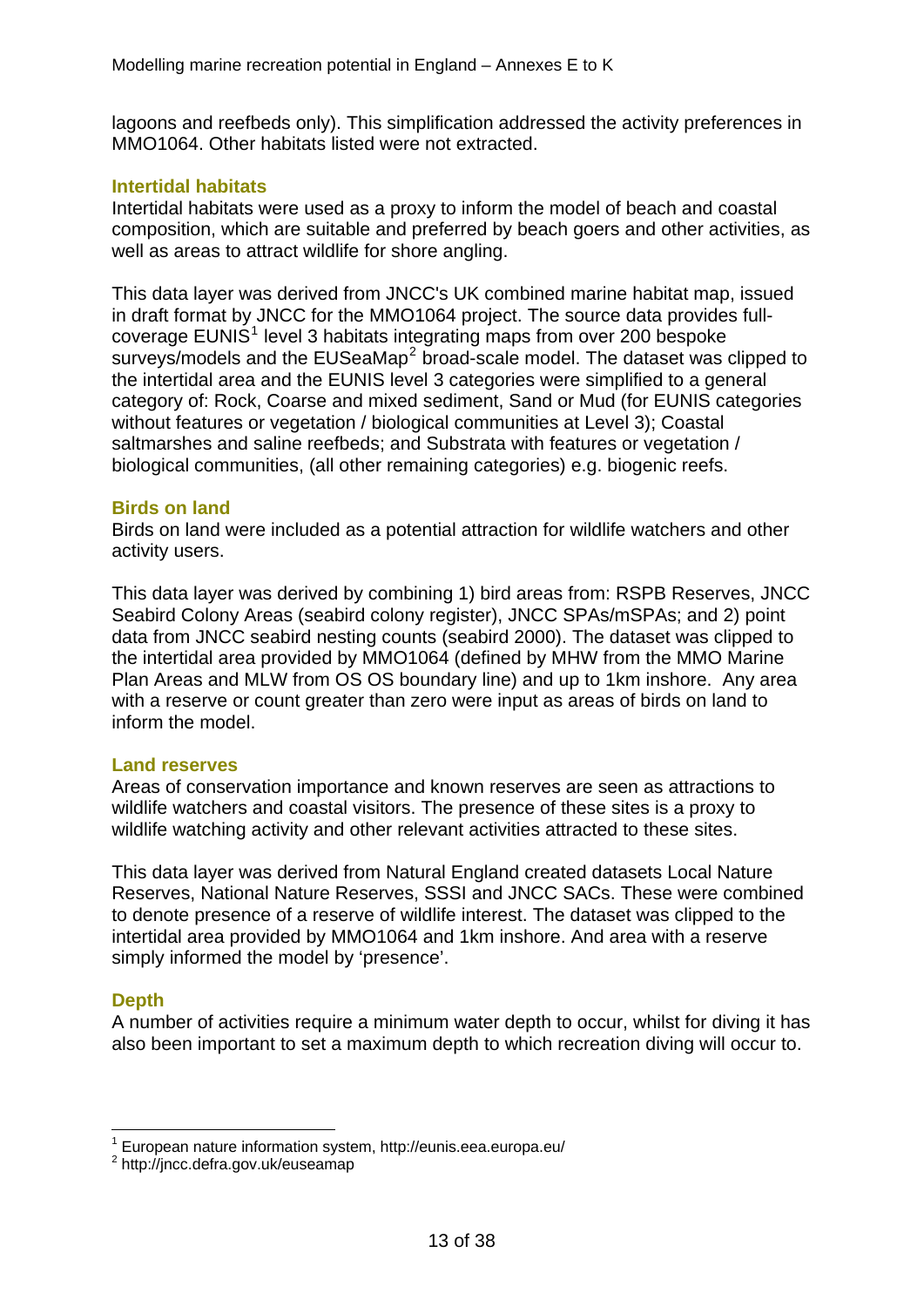lagoons and reefbeds only). This simplification addressed the activity preferences in MMO1064. Other habitats listed were not extracted.

### Intertidal habitats

Intertidal habitats were used as a proxy to inform the model of beach and coastal composition, which are suitable and preferred by beach goers and other activities, as well as areas to attract wildlife for shore angling.

This data layer was derived from JNCC's UK combined marine habitat map, issued in draft format by JNCC for the MMO1064 project. The source data provides full-coverage EUNIS[1] level 3 habitats integrating maps from over 200 bespoke surveys/models and the EUSeaMap[2] broad-scale model. The dataset was clipped to the intertidal area and the EUNIS level 3 categories were simplified to a general category of: Rock, Coarse and mixed sediment, Sand or Mud (for EUNIS categories without features or vegetation / biological communities at Level 3); Coastal saltmarshes and saline reefbeds; and Substrata with features or vegetation / biological communities, (all other remaining categories) e.g. biogenic reefs.

### Birds on land

Birds on land were included as a potential attraction for wildlife watchers and other activity users.

This data layer was derived by combining 1) bird areas from: RSPB Reserves, JNCC Seabird Colony Areas (seabird colony register), JNCC SPAs/mSPAs; and 2) point data from JNCC seabird nesting counts (seabird 2000). The dataset was clipped to the intertidal area provided by MMO1064 (defined by MHW from the MMO Marine Plan Areas and MLW from OS OS boundary line) and up to 1km inshore. Any area with a reserve or count greater than zero were input as areas of birds on land to inform the model.

### Land reserves

Areas of conservation importance and known reserves are seen as attractions to wildlife watchers and coastal visitors. The presence of these sites is a proxy to wildlife watching activity and other relevant activities attracted to these sites.

This data layer was derived from Natural England created datasets Local Nature Reserves, National Nature Reserves, SSSI and JNCC SACs. These were combined to denote presence of a reserve of wildlife interest. The dataset was clipped to the intertidal area provided by MMO1064 and 1km inshore. And area with a reserve simply informed the model by 'presence'.

### Depth

A number of activities require a minimum water depth to occur, whilst for diving it has also been important to set a maximum depth to which recreation diving will occur to.

---

[1] European nature information system, http://eunis.eea.europa.eu/

[2] http://jncc.defra.gov.uk/euseamap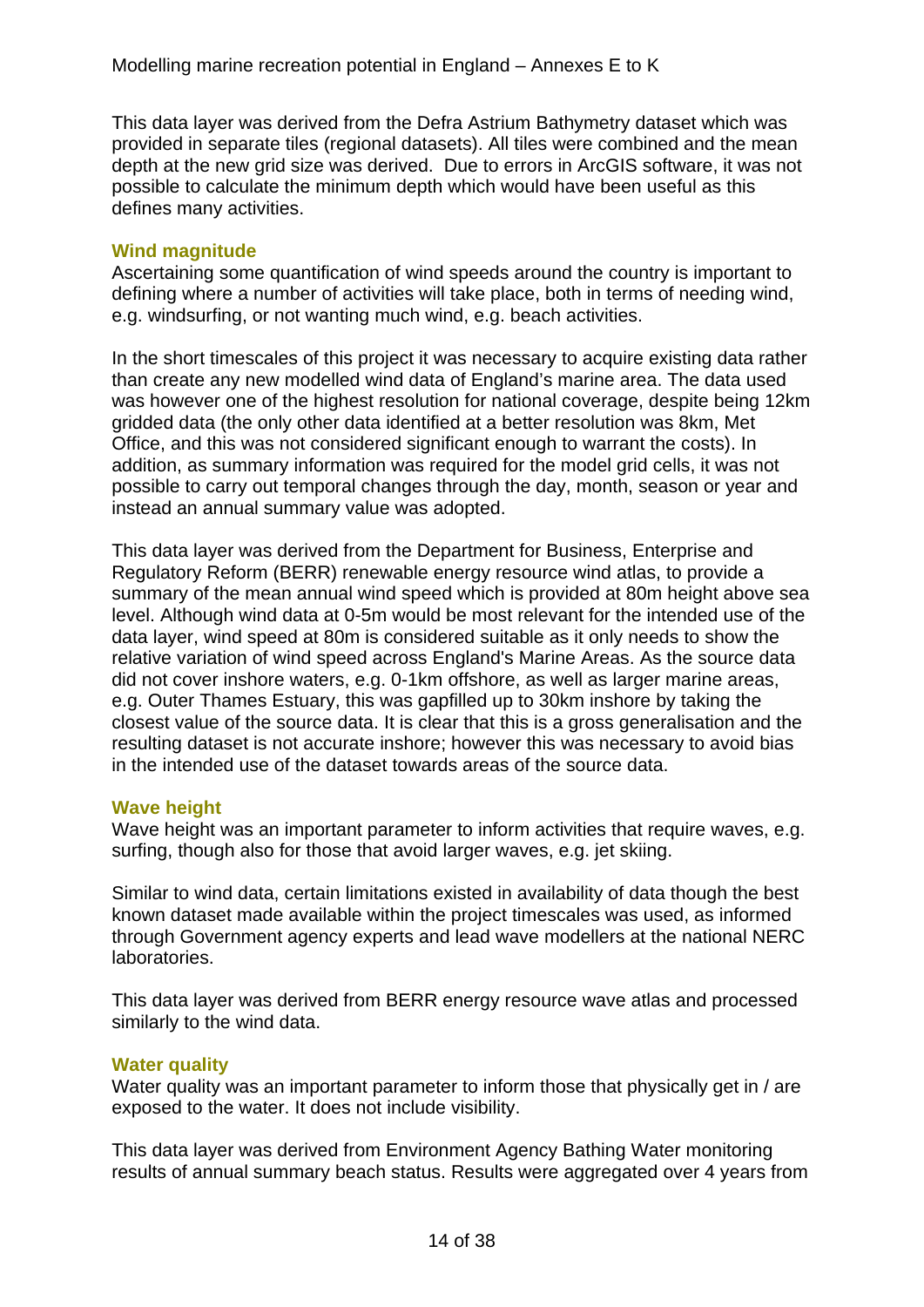This data layer was derived from the Defra Astrium Bathymetry dataset which was provided in separate tiles (regional datasets). All tiles were combined and the mean depth at the new grid size was derived. Due to errors in ArcGIS software, it was not possible to calculate the minimum depth which would have been useful as this defines many activities.

#### Wind magnitude

Ascertaining some quantification of wind speeds around the country is important to defining where a number of activities will take place, both in terms of needing wind, e.g. windsurfing, or not wanting much wind, e.g. beach activities.

In the short timescales of this project it was necessary to acquire existing data rather than create any new modelled wind data of England's marine area. The data used was however one of the highest resolution for national coverage, despite being 12km gridded data (the only other data identified at a better resolution was 8km, Met Office, and this was not considered significant enough to warrant the costs). In addition, as summary information was required for the model grid cells, it was not possible to carry out temporal changes through the day, month, season or year and instead an annual summary value was adopted.

This data layer was derived from the Department for Business, Enterprise and Regulatory Reform (BERR) renewable energy resource wind atlas, to provide a summary of the mean annual wind speed which is provided at 80m height above sea level. Although wind data at 0-5m would be most relevant for the intended use of the data layer, wind speed at 80m is considered suitable as it only needs to show the relative variation of wind speed across England's Marine Areas. As the source data did not cover inshore waters, e.g. 0-1km offshore, as well as larger marine areas, e.g. Outer Thames Estuary, this was gapfilled up to 30km inshore by taking the closest value of the source data. It is clear that this is a gross generalisation and the resulting dataset is not accurate inshore; however this was necessary to avoid bias in the intended use of the dataset towards areas of the source data.

#### Wave height

Wave height was an important parameter to inform activities that require waves, e.g. surfing, though also for those that avoid larger waves, e.g. jet skiing.

Similar to wind data, certain limitations existed in availability of data though the best known dataset made available within the project timescales was used, as informed through Government agency experts and lead wave modellers at the national NERC laboratories.

This data layer was derived from BERR energy resource wave atlas and processed similarly to the wind data.

#### Water quality

Water quality was an important parameter to inform those that physically get in / are exposed to the water. It does not include visibility.

This data layer was derived from Environment Agency Bathing Water monitoring results of annual summary beach status. Results were aggregated over 4 years from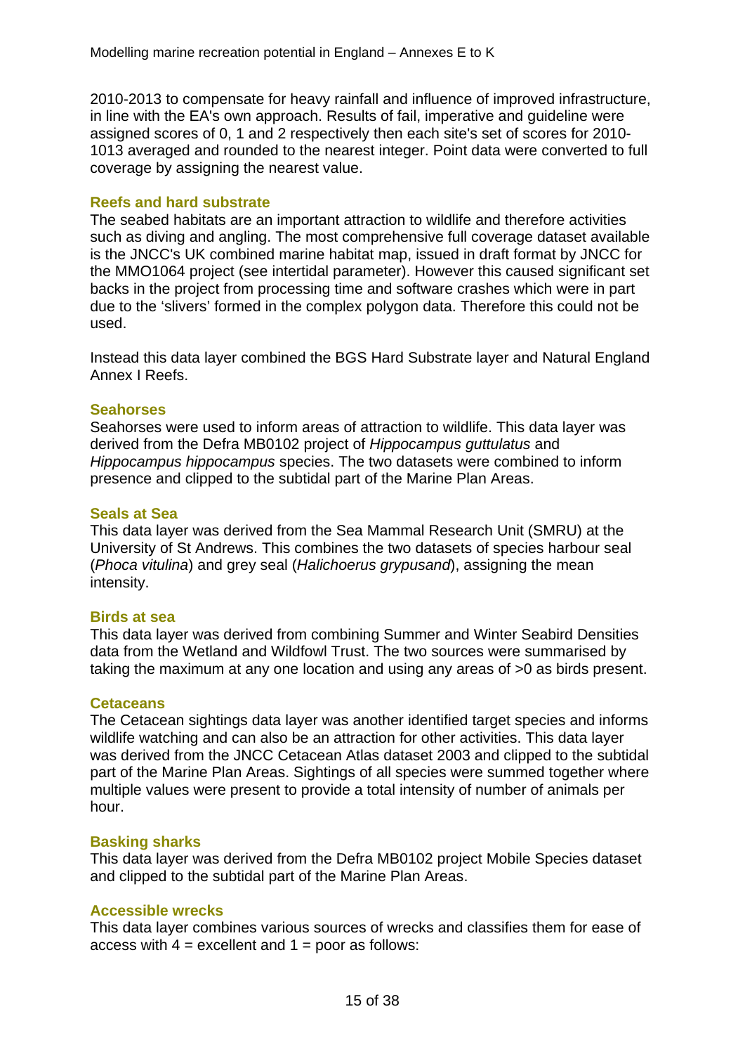2010-2013 to compensate for heavy rainfall and influence of improved infrastructure, in line with the EA's own approach. Results of fail, imperative and guideline were assigned scores of 0, 1 and 2 respectively then each site's set of scores for 2010-1013 averaged and rounded to the nearest integer. Point data were converted to full coverage by assigning the nearest value.

### Reefs and hard substrate

The seabed habitats are an important attraction to wildlife and therefore activities such as diving and angling. The most comprehensive full coverage dataset available is the JNCC's UK combined marine habitat map, issued in draft format by JNCC for the MMO1064 project (see intertidal parameter). However this caused significant set backs in the project from processing time and software crashes which were in part due to the 'slivers' formed in the complex polygon data. Therefore this could not be used.

Instead this data layer combined the BGS Hard Substrate layer and Natural England Annex I Reefs.

### Seahorses

Seahorses were used to inform areas of attraction to wildlife. This data layer was derived from the Defra MB0102 project of *Hippocampus guttulatus* and *Hippocampus hippocampus* species. The two datasets were combined to inform presence and clipped to the subtidal part of the Marine Plan Areas.

### Seals at Sea

This data layer was derived from the Sea Mammal Research Unit (SMRU) at the University of St Andrews. This combines the two datasets of species harbour seal (*Phoca vitulina*) and grey seal (*Halichoerus grypusand*), assigning the mean intensity.

### Birds at sea

This data layer was derived from combining Summer and Winter Seabird Densities data from the Wetland and Wildfowl Trust. The two sources were summarised by taking the maximum at any one location and using any areas of >0 as birds present.

### Cetaceans

The Cetacean sightings data layer was another identified target species and informs wildlife watching and can also be an attraction for other activities. This data layer was derived from the JNCC Cetacean Atlas dataset 2003 and clipped to the subtidal part of the Marine Plan Areas. Sightings of all species were summed together where multiple values were present to provide a total intensity of number of animals per hour.

### Basking sharks

This data layer was derived from the Defra MB0102 project Mobile Species dataset and clipped to the subtidal part of the Marine Plan Areas.

### Accessible wrecks

This data layer combines various sources of wrecks and classifies them for ease of access with 4 = excellent and 1 = poor as follows: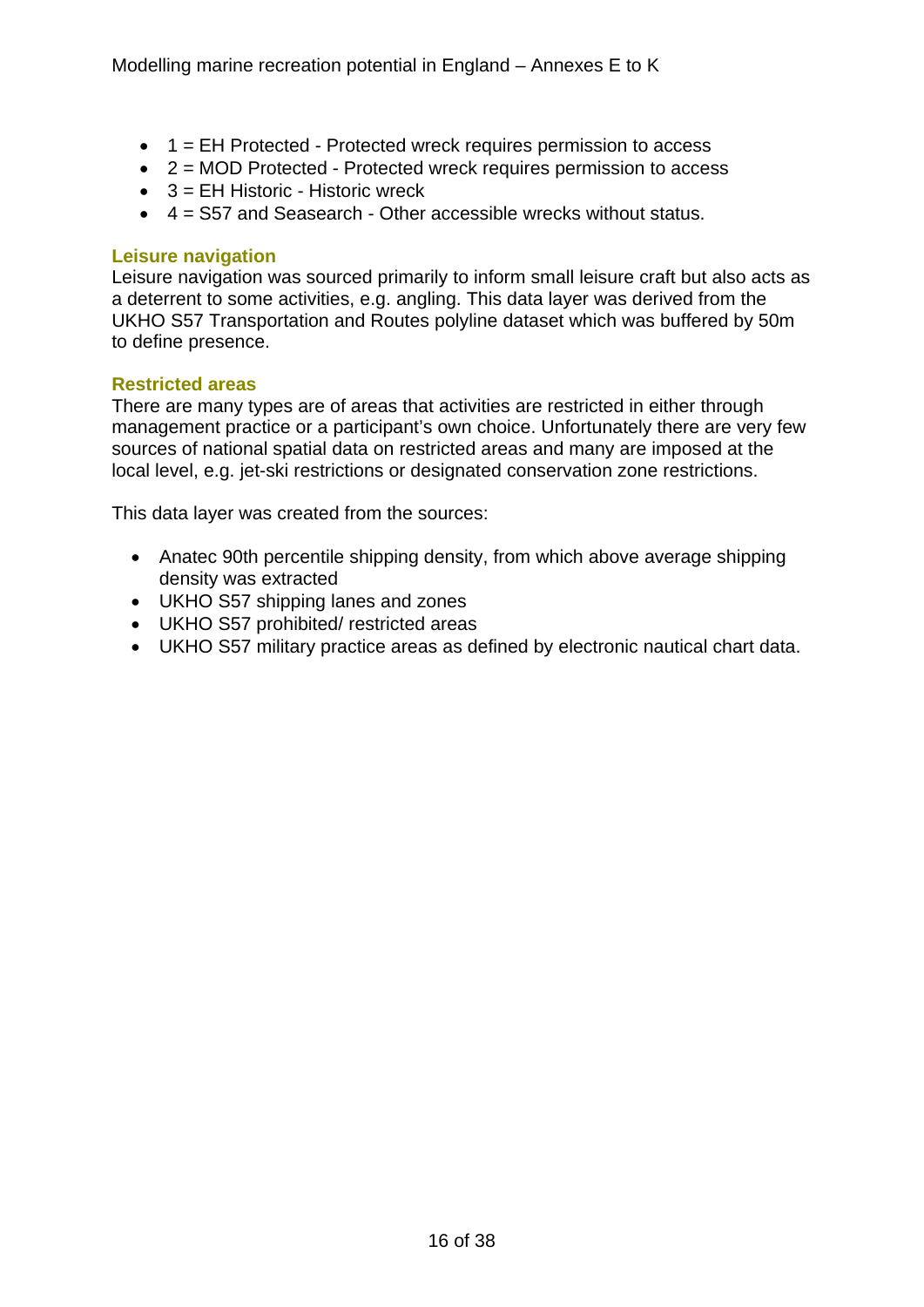- 1 = EH Protected - Protected wreck requires permission to access
- 2 = MOD Protected - Protected wreck requires permission to access
- 3 = EH Historic - Historic wreck
- 4 = S57 and Seasearch - Other accessible wrecks without status.

### Leisure navigation

Leisure navigation was sourced primarily to inform small leisure craft but also acts as a deterrent to some activities, e.g. angling. This data layer was derived from the UKHO S57 Transportation and Routes polyline dataset which was buffered by 50m to define presence.

### Restricted areas

There are many types are of areas that activities are restricted in either through management practice or a participant's own choice. Unfortunately there are very few sources of national spatial data on restricted areas and many are imposed at the local level, e.g. jet-ski restrictions or designated conservation zone restrictions.

This data layer was created from the sources:

- Anatec 90th percentile shipping density, from which above average shipping density was extracted
- UKHO S57 shipping lanes and zones
- UKHO S57 prohibited/ restricted areas
- UKHO S57 military practice areas as defined by electronic nautical chart data.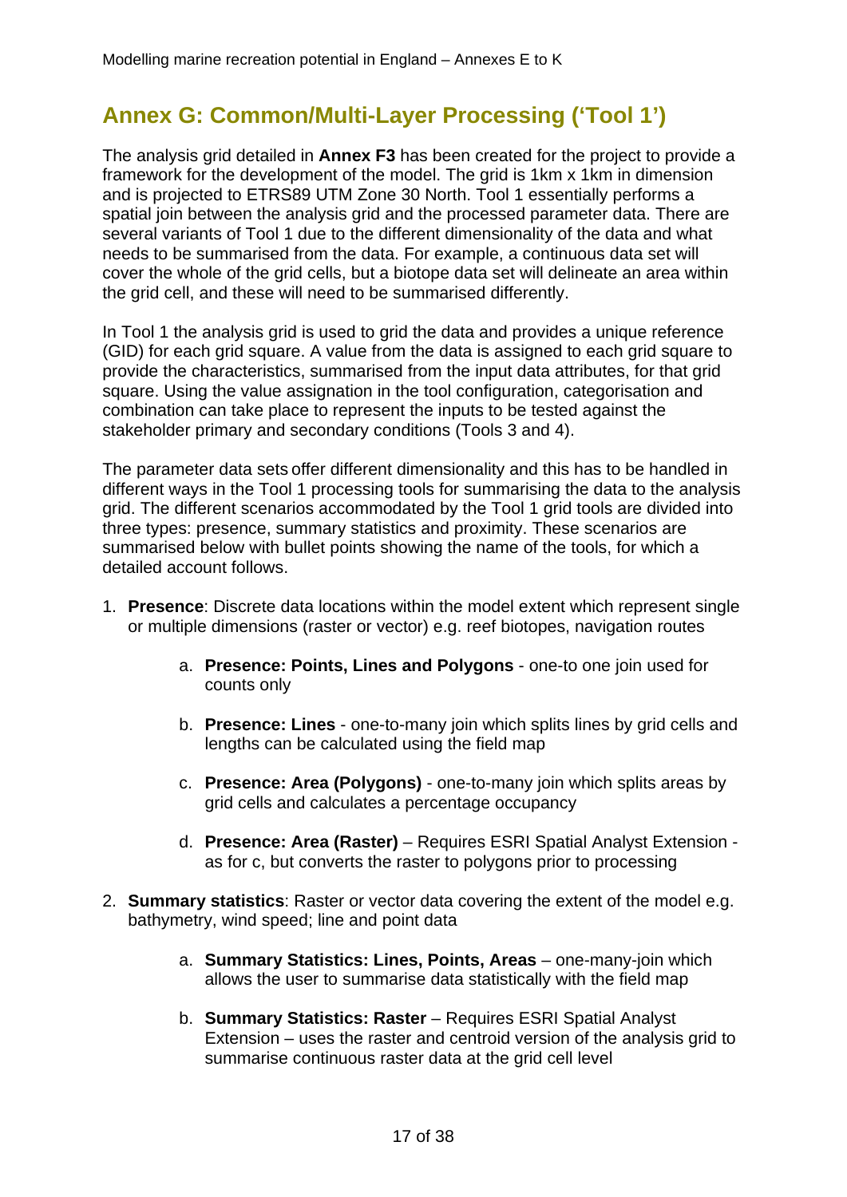## Annex G: Common/Multi-Layer Processing ('Tool 1')

The analysis grid detailed in **Annex F3** has been created for the project to provide a framework for the development of the model. The grid is 1km x 1km in dimension and is projected to ETRS89 UTM Zone 30 North. Tool 1 essentially performs a spatial join between the analysis grid and the processed parameter data. There are several variants of Tool 1 due to the different dimensionality of the data and what needs to be summarised from the data. For example, a continuous data set will cover the whole of the grid cells, but a biotope data set will delineate an area within the grid cell, and these will need to be summarised differently.

In Tool 1 the analysis grid is used to grid the data and provides a unique reference (GID) for each grid square. A value from the data is assigned to each grid square to provide the characteristics, summarised from the input data attributes, for that grid square. Using the value assignation in the tool configuration, categorisation and combination can take place to represent the inputs to be tested against the stakeholder primary and secondary conditions (Tools 3 and 4).

The parameter data sets offer different dimensionality and this has to be handled in different ways in the Tool 1 processing tools for summarising the data to the analysis grid. The different scenarios accommodated by the Tool 1 grid tools are divided into three types: presence, summary statistics and proximity. These scenarios are summarised below with bullet points showing the name of the tools, for which a detailed account follows.

1. **Presence**: Discrete data locations within the model extent which represent single or multiple dimensions (raster or vector) e.g. reef biotopes, navigation routes
   a. **Presence: Points, Lines and Polygons** - one-to one join used for counts only
   b. **Presence: Lines** - one-to-many join which splits lines by grid cells and lengths can be calculated using the field map
   c. **Presence: Area (Polygons)** - one-to-many join which splits areas by grid cells and calculates a percentage occupancy
   d. **Presence: Area (Raster)** – Requires ESRI Spatial Analyst Extension - as for c, but converts the raster to polygons prior to processing
2. **Summary statistics**: Raster or vector data covering the extent of the model e.g. bathymetry, wind speed; line and point data
   a. **Summary Statistics: Lines, Points, Areas** – one-many-join which allows the user to summarise data statistically with the field map
   b. **Summary Statistics: Raster** – Requires ESRI Spatial Analyst Extension – uses the raster and centroid version of the analysis grid to summarise continuous raster data at the grid cell level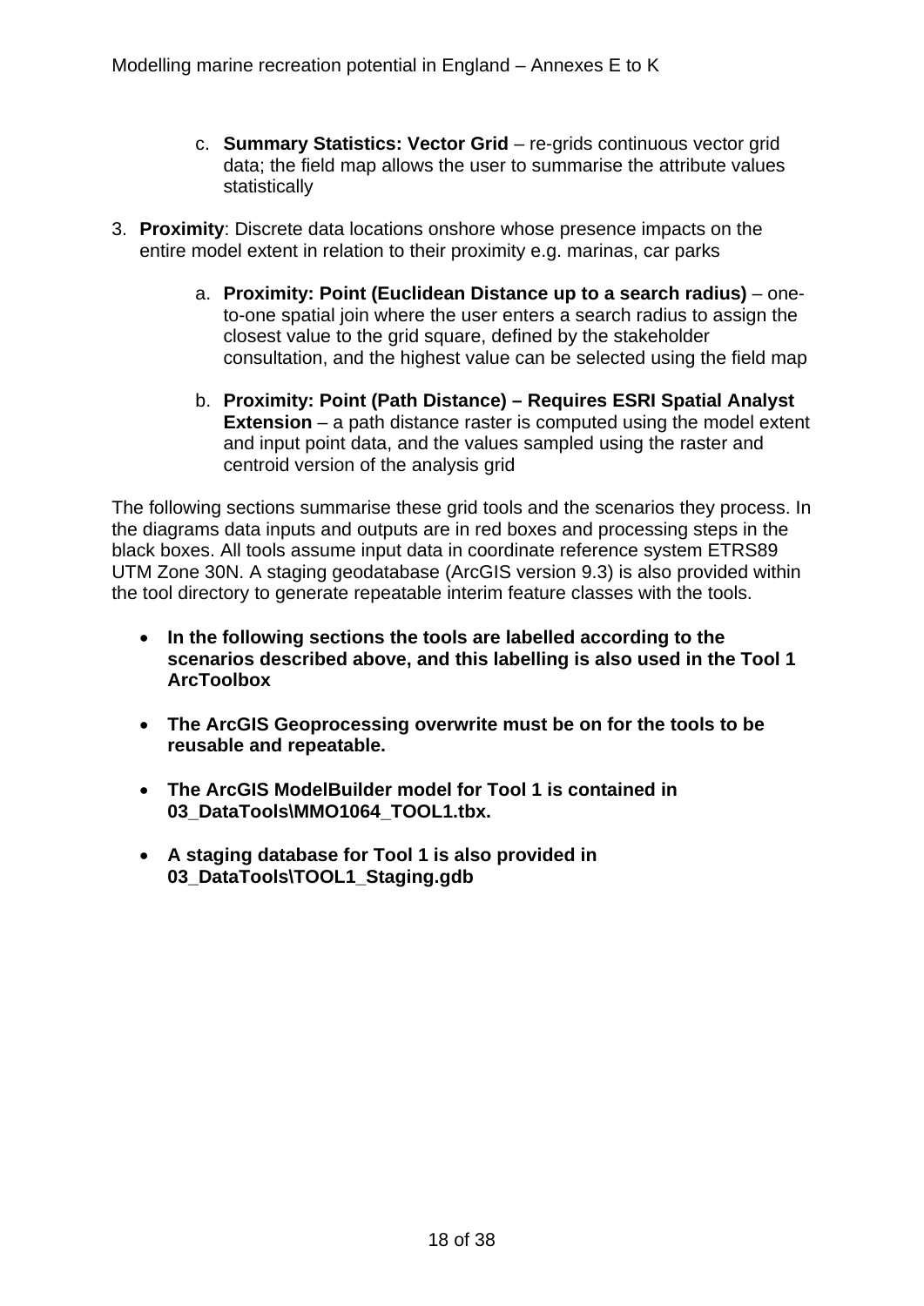c. **Summary Statistics: Vector Grid** – re-grids continuous vector grid data; the field map allows the user to summarise the attribute values statistically

3. **Proximity**: Discrete data locations onshore whose presence impacts on the entire model extent in relation to their proximity e.g. marinas, car parks

   a. **Proximity: Point (Euclidean Distance up to a search radius)** – one-to-one spatial join where the user enters a search radius to assign the closest value to the grid square, defined by the stakeholder consultation, and the highest value can be selected using the field map

   b. **Proximity: Point (Path Distance) – Requires ESRI Spatial Analyst Extension** – a path distance raster is computed using the model extent and input point data, and the values sampled using the raster and centroid version of the analysis grid

The following sections summarise these grid tools and the scenarios they process. In the diagrams data inputs and outputs are in red boxes and processing steps in the black boxes. All tools assume input data in coordinate reference system ETRS89 UTM Zone 30N. A staging geodatabase (ArcGIS version 9.3) is also provided within the tool directory to generate repeatable interim feature classes with the tools.

- **In the following sections the tools are labelled according to the scenarios described above, and this labelling is also used in the Tool 1 ArcToolbox**

- **The ArcGIS Geoprocessing overwrite must be on for the tools to be reusable and repeatable.**

- **The ArcGIS ModelBuilder model for Tool 1 is contained in 03_DataTools\MMO1064_TOOL1.tbx.**

- **A staging database for Tool 1 is also provided in 03_DataTools\TOOL1_Staging.gdb**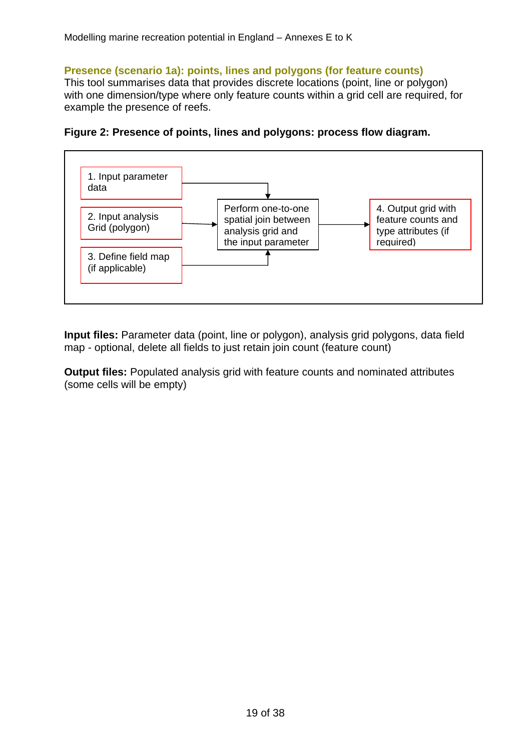### Presence (scenario 1a): points, lines and polygons (for feature counts)

This tool summarises data that provides discrete locations (point, line or polygon) with one dimension/type where only feature counts within a grid cell are required, for example the presence of reefs.

**Figure 2: Presence of points, lines and polygons: process flow diagram.**

1. Input parameter data
2. Input analysis Grid (polygon)
3. Define field map (if applicable)

Perform one-to-one spatial join between analysis grid and the input parameter

4. Output grid with feature counts and type attributes (if required)

**Input files:** Parameter data (point, line or polygon), analysis grid polygons, data field map - optional, delete all fields to just retain join count (feature count)

**Output files:** Populated analysis grid with feature counts and nominated attributes (some cells will be empty)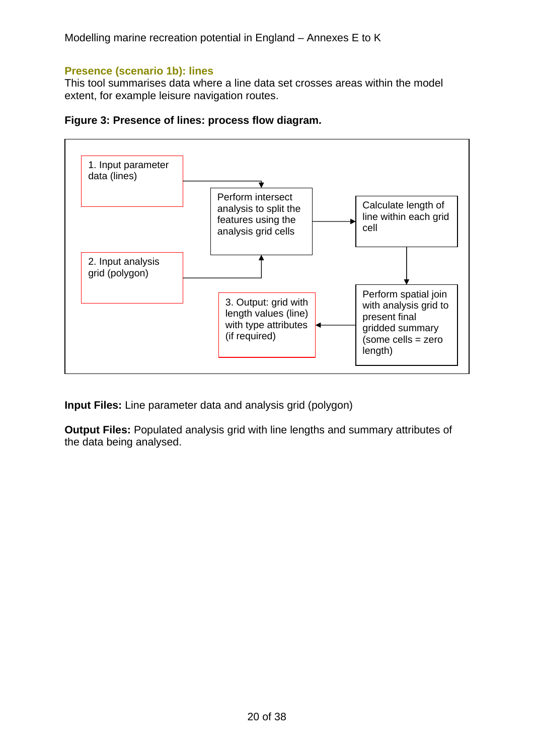### Presence (scenario 1b): lines

This tool summarises data where a line data set crosses areas within the model extent, for example leisure navigation routes.

**Figure 3: Presence of lines: process flow diagram.**

1. Input parameter data (lines)
2. Input analysis grid (polygon)

Perform intersect analysis to split the features using the analysis grid cells

Calculate length of line within each grid cell

Perform spatial join with analysis grid to present final gridded summary (some cells = zero length)

3. Output: grid with length values (line) with type attributes (if required)

**Input Files:** Line parameter data and analysis grid (polygon)

**Output Files:** Populated analysis grid with line lengths and summary attributes of the data being analysed.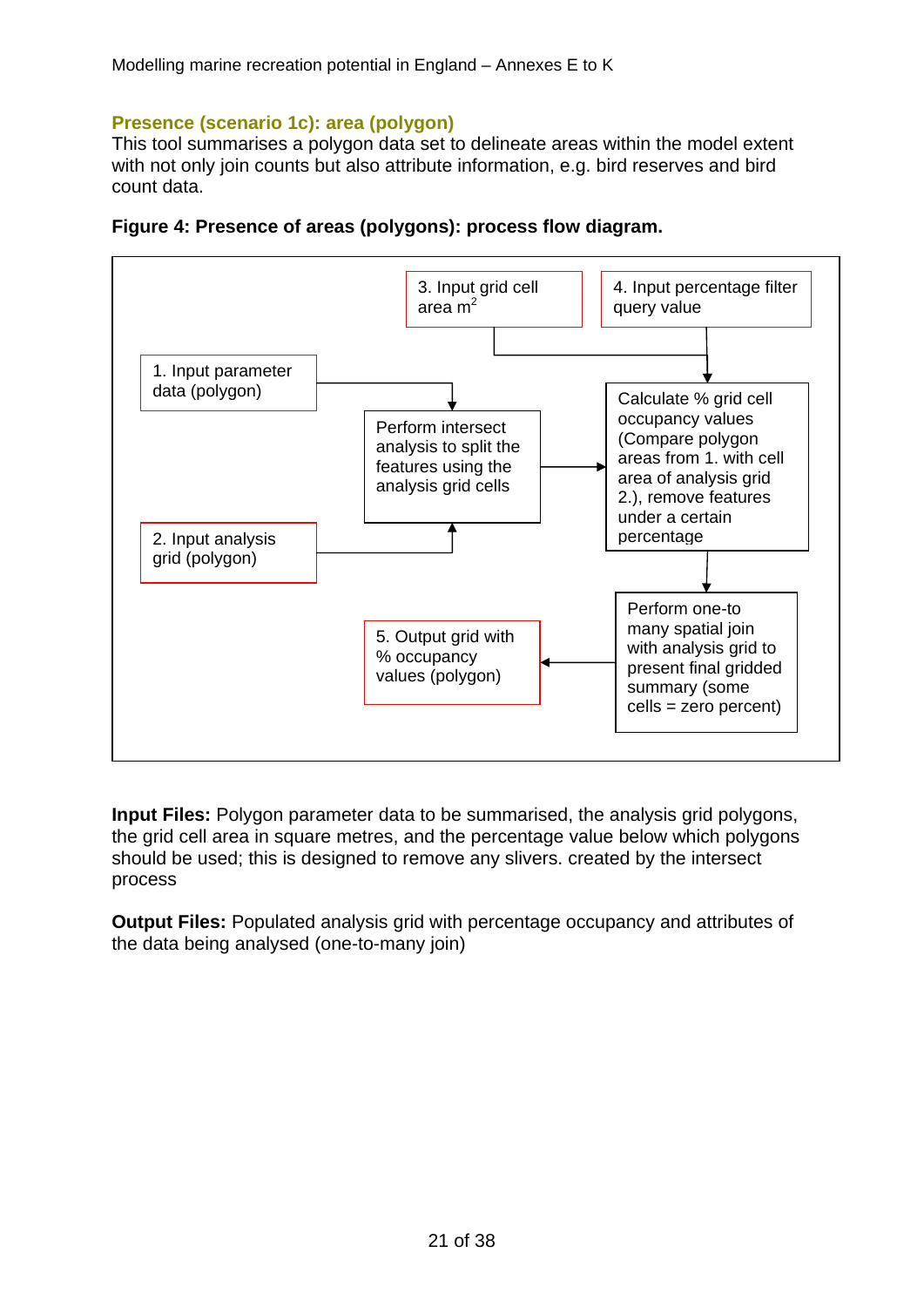## Presence (scenario 1c): area (polygon)

This tool summarises a polygon data set to delineate areas within the model extent with not only join counts but also attribute information, e.g. bird reserves and bird count data.

**Figure 4: Presence of areas (polygons): process flow diagram.**

1. Input parameter data (polygon)
2. Input analysis grid (polygon)
3. Input grid cell area $m^2$
4. Input percentage filter query value

Perform intersect analysis to split the features using the analysis grid cells

Calculate % grid cell occupancy values (Compare polygon areas from 1. with cell area of analysis grid 2.), remove features under a certain percentage

Perform one-to many spatial join with analysis grid to present final gridded summary (some cells = zero percent)

5. Output grid with % occupancy values (polygon)

**Input Files:** Polygon parameter data to be summarised, the analysis grid polygons, the grid cell area in square metres, and the percentage value below which polygons should be used; this is designed to remove any slivers. created by the intersect process

**Output Files:** Populated analysis grid with percentage occupancy and attributes of the data being analysed (one-to-many join)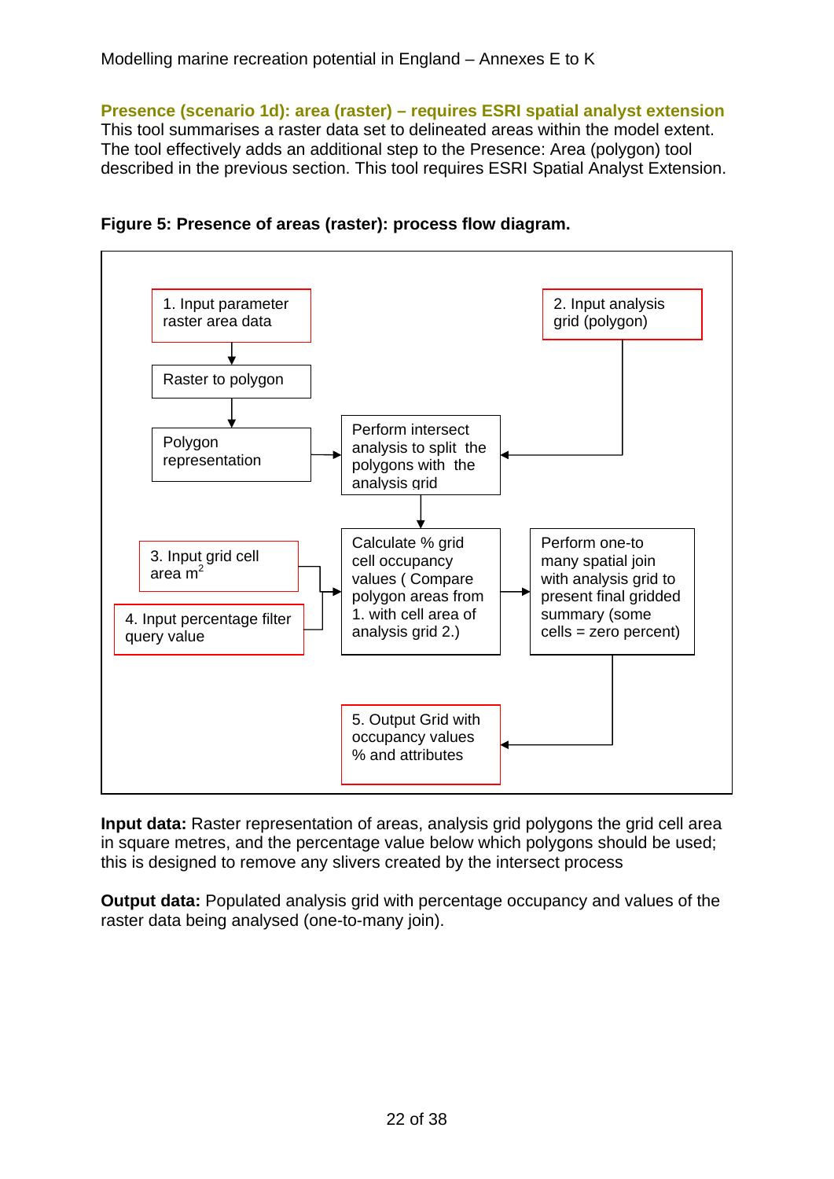### Presence (scenario 1d): area (raster) – requires ESRI spatial analyst extension

This tool summarises a raster data set to delineated areas within the model extent. The tool effectively adds an additional step to the Presence: Area (polygon) tool described in the previous section. This tool requires ESRI Spatial Analyst Extension.

**Figure 5: Presence of areas (raster): process flow diagram.**

1. Input parameter raster area data → Raster to polygon → Polygon representation → Perform intersect analysis to split the polygons with the analysis grid
2. Input analysis grid (polygon) → Perform intersect analysis to split the polygons with the analysis grid

Perform intersect analysis to split the polygons with the analysis grid → Calculate % grid cell occupancy values ( Compare polygon areas from 1. with cell area of analysis grid 2.)

3. Input grid cell area $m^2$ → Calculate % grid cell occupancy values
4. Input percentage filter query value → Calculate % grid cell occupancy values

Calculate % grid cell occupancy values → Perform one-to many spatial join with analysis grid to present final gridded summary (some cells = zero percent) → 5. Output Grid with occupancy values % and attributes

**Input data:** Raster representation of areas, analysis grid polygons the grid cell area in square metres, and the percentage value below which polygons should be used; this is designed to remove any slivers created by the intersect process

**Output data:** Populated analysis grid with percentage occupancy and values of the raster data being analysed (one-to-many join).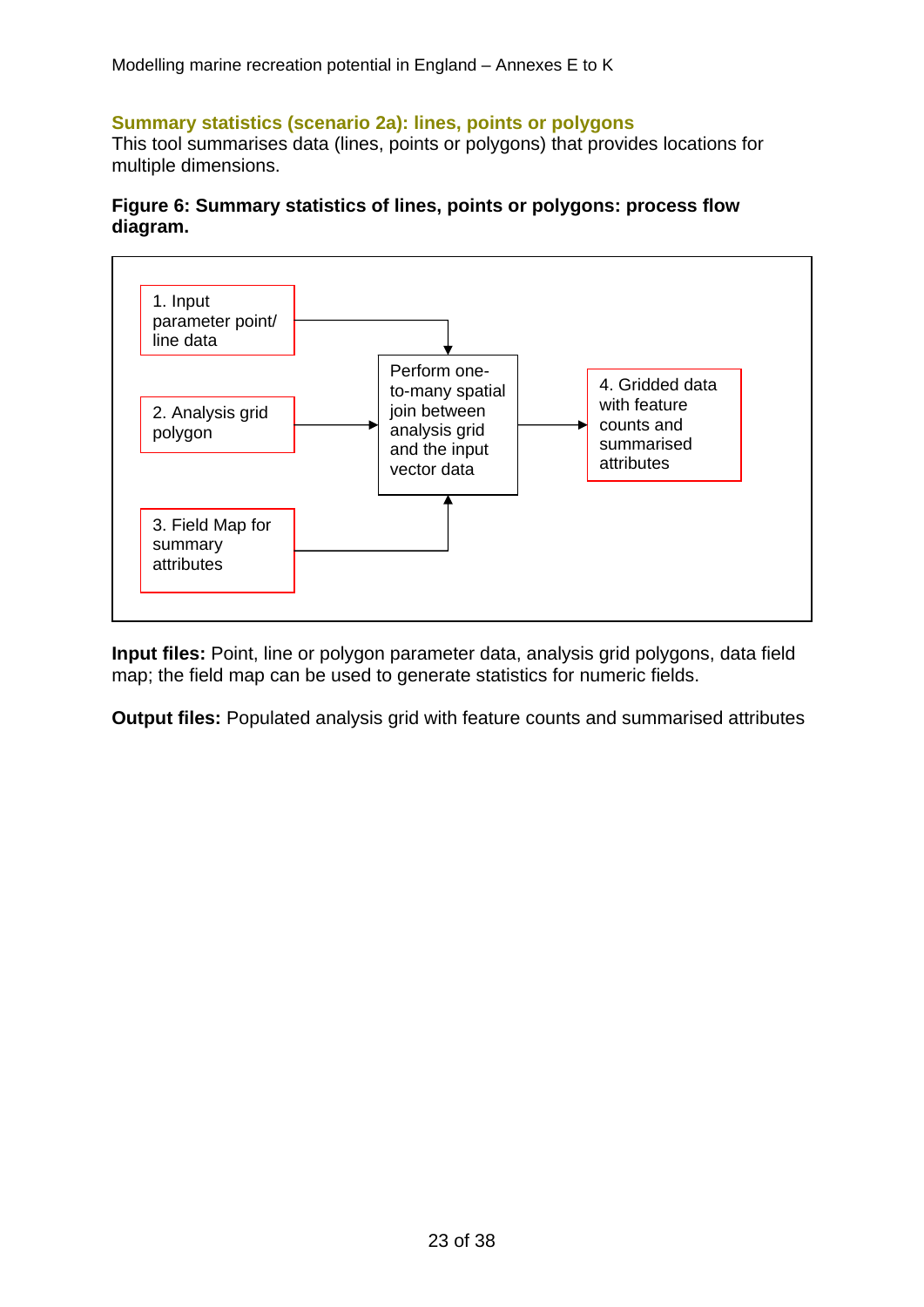### Summary statistics (scenario 2a): lines, points or polygons

This tool summarises data (lines, points or polygons) that provides locations for multiple dimensions.

**Figure 6: Summary statistics of lines, points or polygons: process flow diagram.**

1. Input parameter point/ line data

2. Analysis grid polygon

3. Field Map for summary attributes

Perform one-to-many spatial join between analysis grid and the input vector data

4. Gridded data with feature counts and summarised attributes

**Input files:** Point, line or polygon parameter data, analysis grid polygons, data field map; the field map can be used to generate statistics for numeric fields.

**Output files:** Populated analysis grid with feature counts and summarised attributes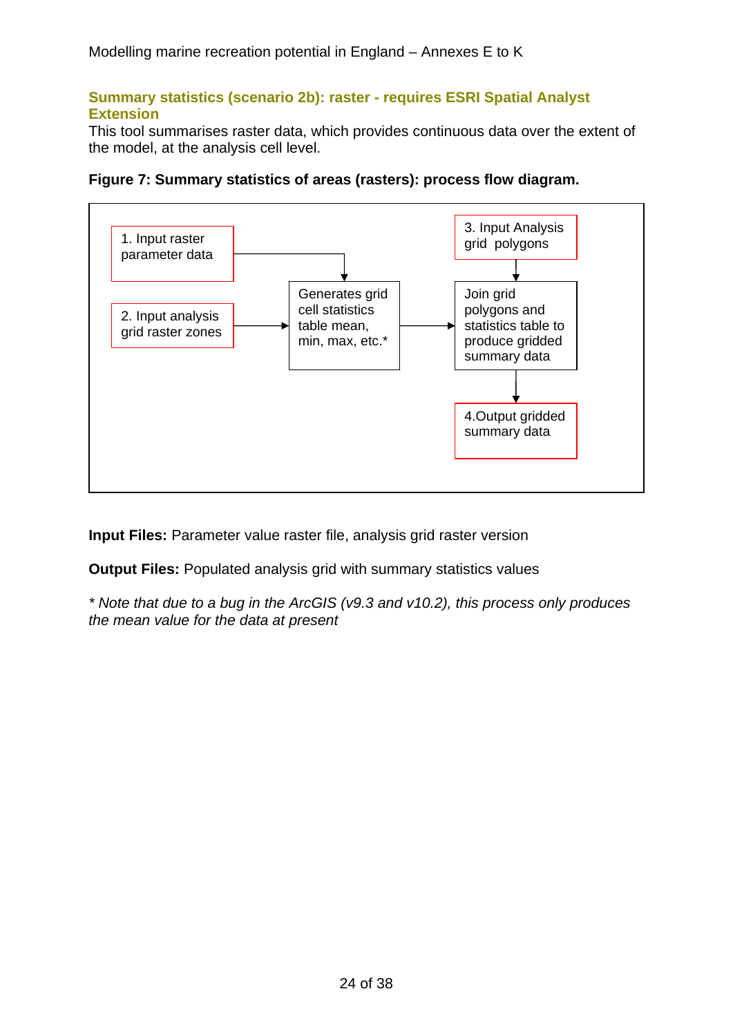### Summary statistics (scenario 2b): raster - requires ESRI Spatial Analyst Extension

This tool summarises raster data, which provides continuous data over the extent of the model, at the analysis cell level.

**Figure 7: Summary statistics of areas (rasters): process flow diagram.**

1. Input raster parameter data

2. Input analysis grid raster zones

Generates grid cell statistics table mean, min, max, etc.*

3. Input Analysis grid polygons

Join grid polygons and statistics table to produce gridded summary data

4.Output gridded summary data

**Input Files:** Parameter value raster file, analysis grid raster version

**Output Files:** Populated analysis grid with summary statistics values

*\* Note that due to a bug in the ArcGIS (v9.3 and v10.2), this process only produces the mean value for the data at present*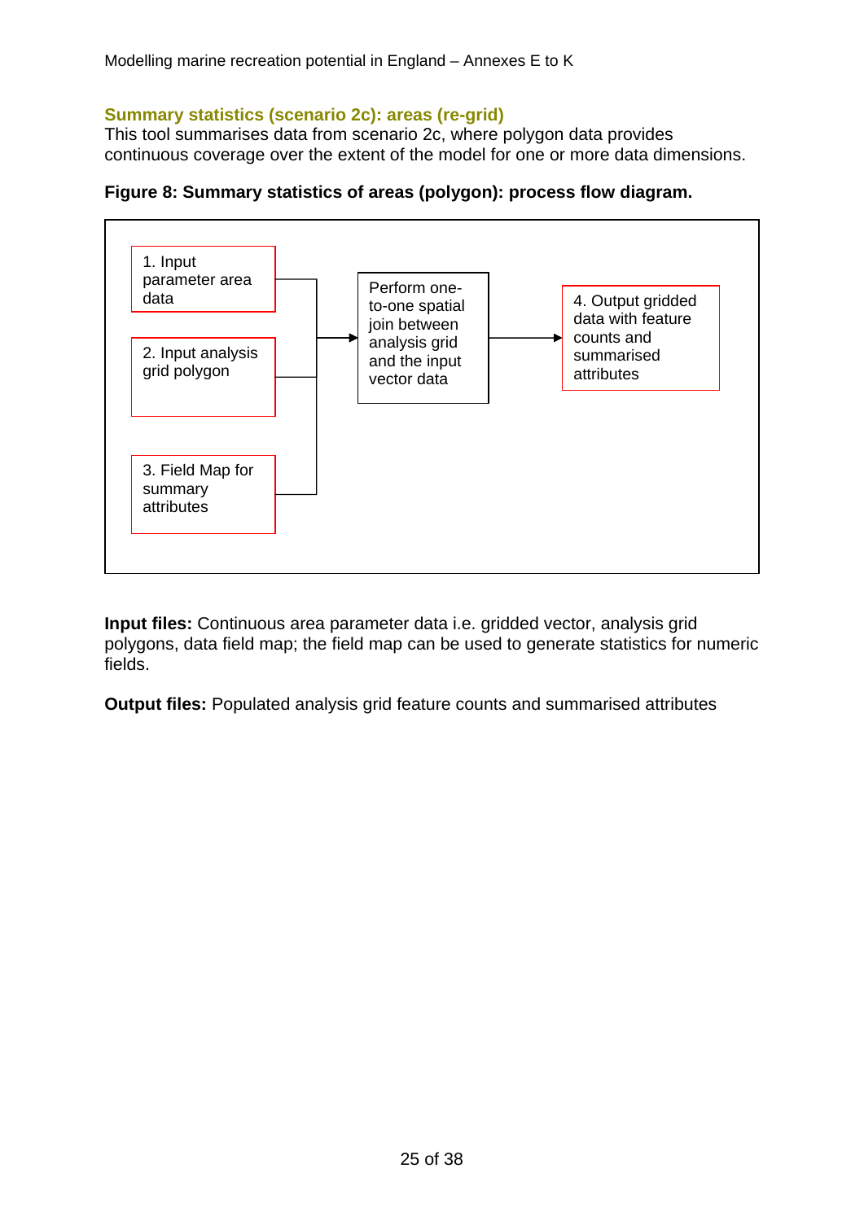### Summary statistics (scenario 2c): areas (re-grid)

This tool summarises data from scenario 2c, where polygon data provides continuous coverage over the extent of the model for one or more data dimensions.

**Figure 8: Summary statistics of areas (polygon): process flow diagram.**

1. Input parameter area data
2. Input analysis grid polygon
3. Field Map for summary attributes

→ Perform one-to-one spatial join between analysis grid and the input vector data

→ 4. Output gridded data with feature counts and summarised attributes

**Input files:** Continuous area parameter data i.e. gridded vector, analysis grid polygons, data field map; the field map can be used to generate statistics for numeric fields.

**Output files:** Populated analysis grid feature counts and summarised attributes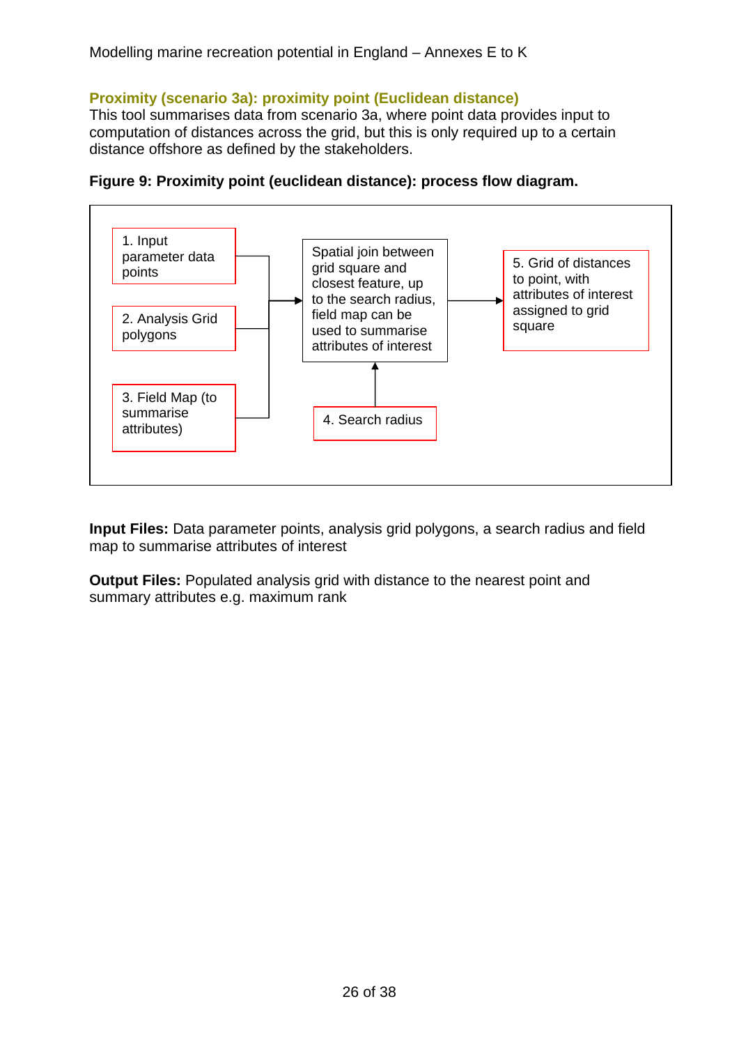### Proximity (scenario 3a): proximity point (Euclidean distance)

This tool summarises data from scenario 3a, where point data provides input to computation of distances across the grid, but this is only required up to a certain distance offshore as defined by the stakeholders.

**Figure 9: Proximity point (euclidean distance): process flow diagram.**

1. Input parameter data points
2. Analysis Grid polygons
3. Field Map (to summarise attributes)

Spatial join between grid square and closest feature, up to the search radius, field map can be used to summarise attributes of interest

4. Search radius

5. Grid of distances to point, with attributes of interest assigned to grid square

**Input Files:** Data parameter points, analysis grid polygons, a search radius and field map to summarise attributes of interest

**Output Files:** Populated analysis grid with distance to the nearest point and summary attributes e.g. maximum rank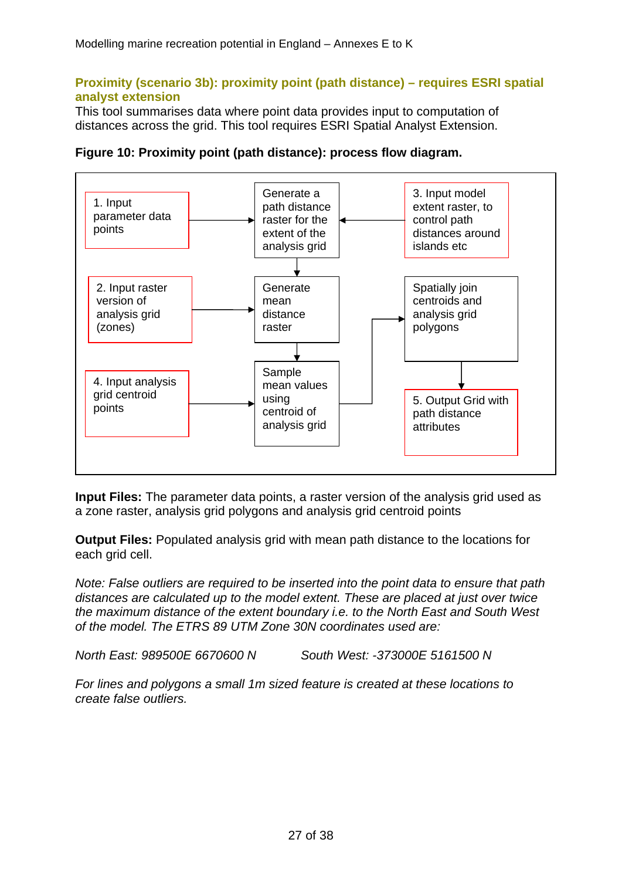### Proximity (scenario 3b): proximity point (path distance) – requires ESRI spatial analyst extension

This tool summarises data where point data provides input to computation of distances across the grid. This tool requires ESRI Spatial Analyst Extension.

**Figure 10: Proximity point (path distance): process flow diagram.**

1. Input parameter data points → Generate a path distance raster for the extent of the analysis grid

3. Input model extent raster, to control path distances around islands etc → Generate a path distance raster for the extent of the analysis grid

Generate a path distance raster for the extent of the analysis grid → Generate mean distance raster

2. Input raster version of analysis grid (zones) → Generate mean distance raster

Generate mean distance raster → Sample mean values using centroid of analysis grid

4. Input analysis grid centroid points → Sample mean values using centroid of analysis grid

Sample mean values using centroid of analysis grid → Spatially join centroids and analysis grid polygons

Spatially join centroids and analysis grid polygons → 5. Output Grid with path distance attributes

**Input Files:** The parameter data points, a raster version of the analysis grid used as a zone raster, analysis grid polygons and analysis grid centroid points

**Output Files:** Populated analysis grid with mean path distance to the locations for each grid cell.

*Note: False outliers are required to be inserted into the point data to ensure that path distances are calculated up to the model extent. These are placed at just over twice the maximum distance of the extent boundary i.e. to the North East and South West of the model. The ETRS 89 UTM Zone 30N coordinates used are:*

*North East: 989500E 6670600 N* *South West: -373000E 5161500 N*

*For lines and polygons a small 1m sized feature is created at these locations to create false outliers.*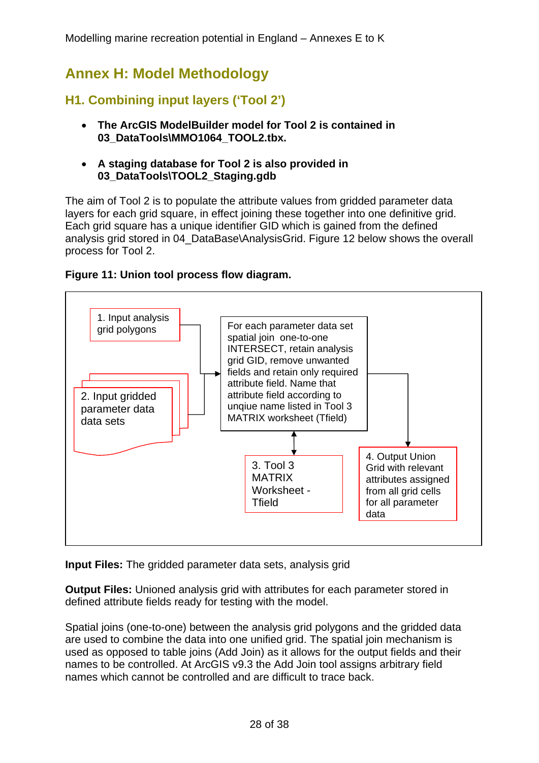# Annex H: Model Methodology

## H1. Combining input layers ('Tool 2')

- **The ArcGIS ModelBuilder model for Tool 2 is contained in 03_DataTools\MMO1064_TOOL2.tbx.**

- **A staging database for Tool 2 is also provided in 03_DataTools\TOOL2_Staging.gdb**

The aim of Tool 2 is to populate the attribute values from gridded parameter data layers for each grid square, in effect joining these together into one definitive grid. Each grid square has a unique identifier GID which is gained from the defined analysis grid stored in 04_DataBase\AnalysisGrid. Figure 12 below shows the overall process for Tool 2.

**Figure 11: Union tool process flow diagram.**

1. Input analysis grid polygons

2. Input gridded parameter data data sets

For each parameter data set spatial join one-to-one INTERSECT, retain analysis grid GID, remove unwanted fields and retain only required attribute field. Name that attribute field according to unqiue name listed in Tool 3 MATRIX worksheet (Tfield)

3. Tool 3 MATRIX Worksheet - Tfield

4. Output Union Grid with relevant attributes assigned from all grid cells for all parameter data

**Input Files:** The gridded parameter data sets, analysis grid

**Output Files:** Unioned analysis grid with attributes for each parameter stored in defined attribute fields ready for testing with the model.

Spatial joins (one-to-one) between the analysis grid polygons and the gridded data are used to combine the data into one unified grid. The spatial join mechanism is used as opposed to table joins (Add Join) as it allows for the output fields and their names to be controlled. At ArcGIS v9.3 the Add Join tool assigns arbitrary field names which cannot be controlled and are difficult to trace back.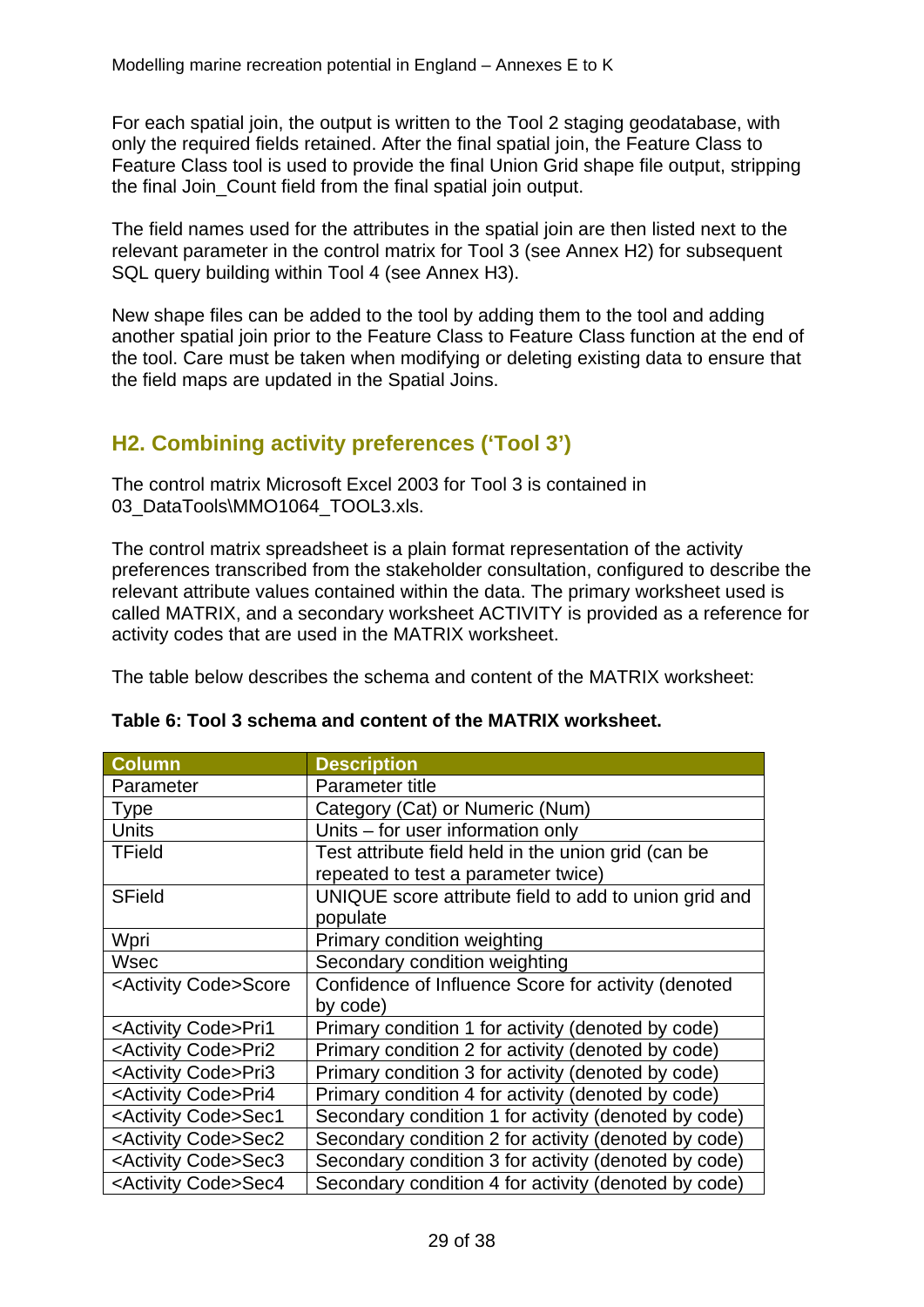For each spatial join, the output is written to the Tool 2 staging geodatabase, with only the required fields retained. After the final spatial join, the Feature Class to Feature Class tool is used to provide the final Union Grid shape file output, stripping the final Join_Count field from the final spatial join output.

The field names used for the attributes in the spatial join are then listed next to the relevant parameter in the control matrix for Tool 3 (see Annex H2) for subsequent SQL query building within Tool 4 (see Annex H3).

New shape files can be added to the tool by adding them to the tool and adding another spatial join prior to the Feature Class to Feature Class function at the end of the tool. Care must be taken when modifying or deleting existing data to ensure that the field maps are updated in the Spatial Joins.

## H2. Combining activity preferences ('Tool 3')

The control matrix Microsoft Excel 2003 for Tool 3 is contained in 03_DataTools\MMO1064_TOOL3.xls.

The control matrix spreadsheet is a plain format representation of the activity preferences transcribed from the stakeholder consultation, configured to describe the relevant attribute values contained within the data. The primary worksheet used is called MATRIX, and a secondary worksheet ACTIVITY is provided as a reference for activity codes that are used in the MATRIX worksheet.

The table below describes the schema and content of the MATRIX worksheet:

**Table 6: Tool 3 schema and content of the MATRIX worksheet.**

| Column | Description |
|---|---|
| Parameter | Parameter title |
| Type | Category (Cat) or Numeric (Num) |
| Units | Units – for user information only |
| TField | Test attribute field held in the union grid (can be repeated to test a parameter twice) |
| SField | UNIQUE score attribute field to add to union grid and populate |
| Wpri | Primary condition weighting |
| Wsec | Secondary condition weighting |
| <Activity Code>Score | Confidence of Influence Score for activity (denoted by code) |
| <Activity Code>Pri1 | Primary condition 1 for activity (denoted by code) |
| <Activity Code>Pri2 | Primary condition 2 for activity (denoted by code) |
| <Activity Code>Pri3 | Primary condition 3 for activity (denoted by code) |
| <Activity Code>Pri4 | Primary condition 4 for activity (denoted by code) |
| <Activity Code>Sec1 | Secondary condition 1 for activity (denoted by code) |
| <Activity Code>Sec2 | Secondary condition 2 for activity (denoted by code) |
| <Activity Code>Sec3 | Secondary condition 3 for activity (denoted by code) |
| <Activity Code>Sec4 | Secondary condition 4 for activity (denoted by code) |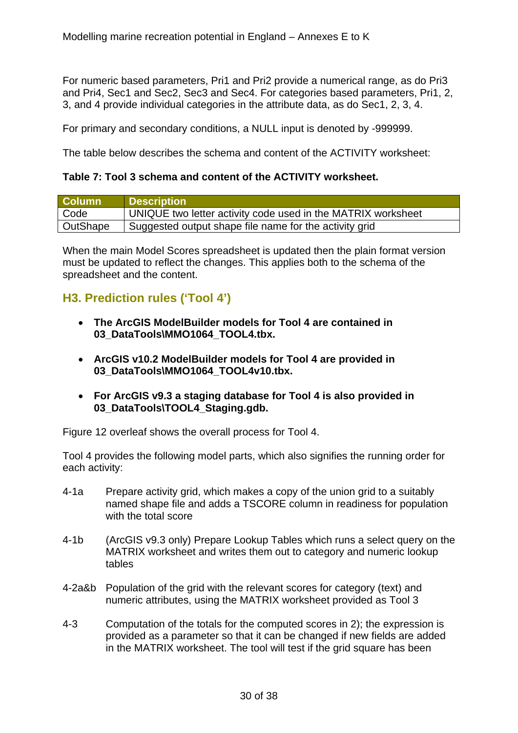For numeric based parameters, Pri1 and Pri2 provide a numerical range, as do Pri3 and Pri4, Sec1 and Sec2, Sec3 and Sec4. For categories based parameters, Pri1, 2, 3, and 4 provide individual categories in the attribute data, as do Sec1, 2, 3, 4.

For primary and secondary conditions, a NULL input is denoted by -999999.

The table below describes the schema and content of the ACTIVITY worksheet:

**Table 7: Tool 3 schema and content of the ACTIVITY worksheet.**

| Column | Description |
|---|---|
| Code | UNIQUE two letter activity code used in the MATRIX worksheet |
| OutShape | Suggested output shape file name for the activity grid |

When the main Model Scores spreadsheet is updated then the plain format version must be updated to reflect the changes. This applies both to the schema of the spreadsheet and the content.

### H3. Prediction rules ('Tool 4')

- **The ArcGIS ModelBuilder models for Tool 4 are contained in 03_DataTools\MMO1064_TOOL4.tbx.**
- **ArcGIS v10.2 ModelBuilder models for Tool 4 are provided in 03_DataTools\MMO1064_TOOL4v10.tbx.**
- **For ArcGIS v9.3 a staging database for Tool 4 is also provided in 03_DataTools\TOOL4_Staging.gdb.**

Figure 12 overleaf shows the overall process for Tool 4.

Tool 4 provides the following model parts, which also signifies the running order for each activity:

4-1a Prepare activity grid, which makes a copy of the union grid to a suitably named shape file and adds a TSCORE column in readiness for population with the total score

4-1b (ArcGIS v9.3 only) Prepare Lookup Tables which runs a select query on the MATRIX worksheet and writes them out to category and numeric lookup tables

4-2a&b Population of the grid with the relevant scores for category (text) and numeric attributes, using the MATRIX worksheet provided as Tool 3

4-3 Computation of the totals for the computed scores in 2); the expression is provided as a parameter so that it can be changed if new fields are added in the MATRIX worksheet. The tool will test if the grid square has been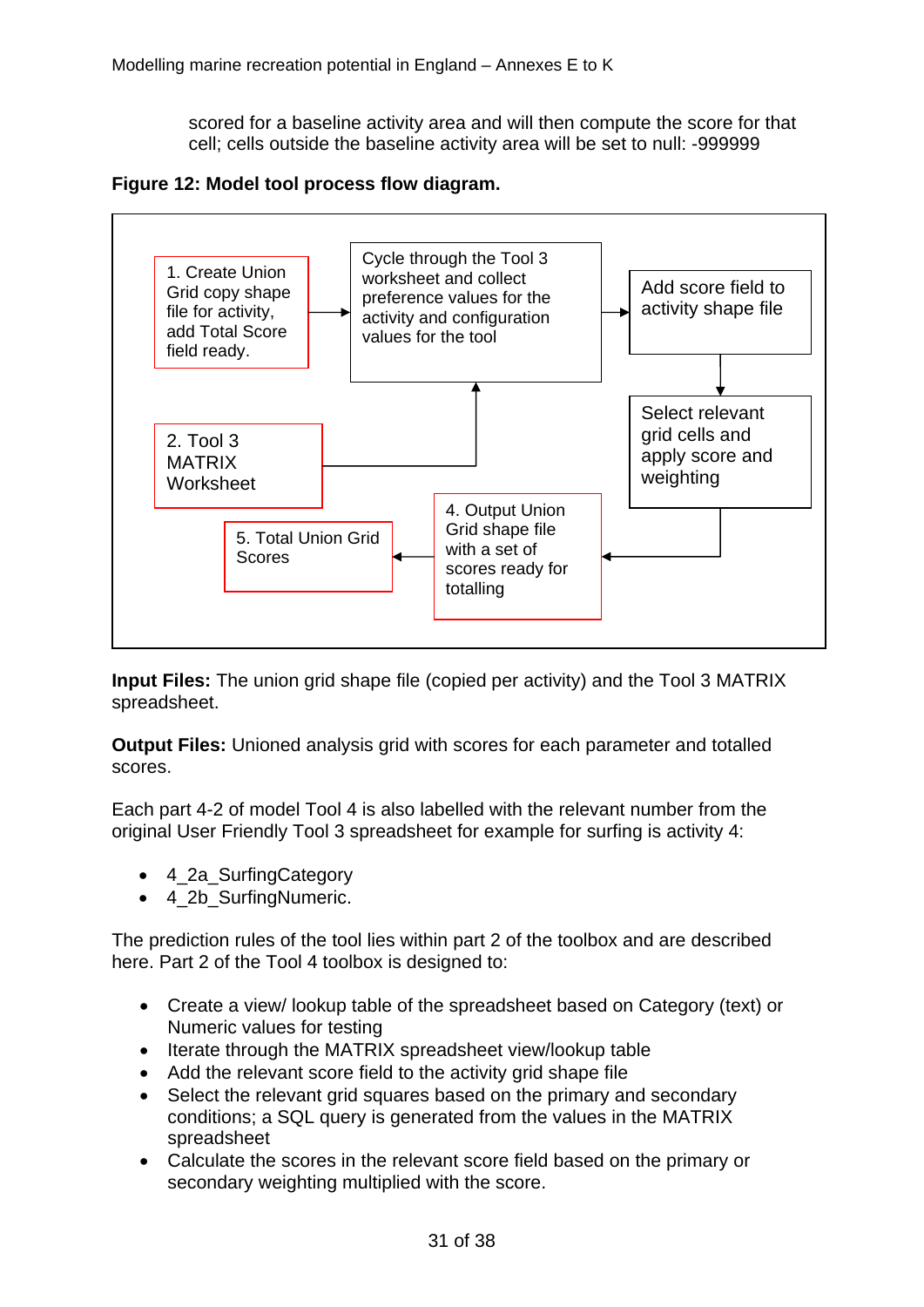scored for a baseline activity area and will then compute the score for that cell; cells outside the baseline activity area will be set to null: -999999

**Figure 12: Model tool process flow diagram.**

1. Create Union Grid copy shape file for activity, add Total Score field ready.

Cycle through the Tool 3 worksheet and collect preference values for the activity and configuration values for the tool

Add score field to activity shape file

Select relevant grid cells and apply score and weighting

2. Tool 3 MATRIX Worksheet

4. Output Union Grid shape file with a set of scores ready for totalling

5. Total Union Grid Scores

**Input Files:** The union grid shape file (copied per activity) and the Tool 3 MATRIX spreadsheet.

**Output Files:** Unioned analysis grid with scores for each parameter and totalled scores.

Each part 4-2 of model Tool 4 is also labelled with the relevant number from the original User Friendly Tool 3 spreadsheet for example for surfing is activity 4:

- 4_2a_SurfingCategory
- 4_2b_SurfingNumeric.

The prediction rules of the tool lies within part 2 of the toolbox and are described here. Part 2 of the Tool 4 toolbox is designed to:

- Create a view/ lookup table of the spreadsheet based on Category (text) or Numeric values for testing
- Iterate through the MATRIX spreadsheet view/lookup table
- Add the relevant score field to the activity grid shape file
- Select the relevant grid squares based on the primary and secondary conditions; a SQL query is generated from the values in the MATRIX spreadsheet
- Calculate the scores in the relevant score field based on the primary or secondary weighting multiplied with the score.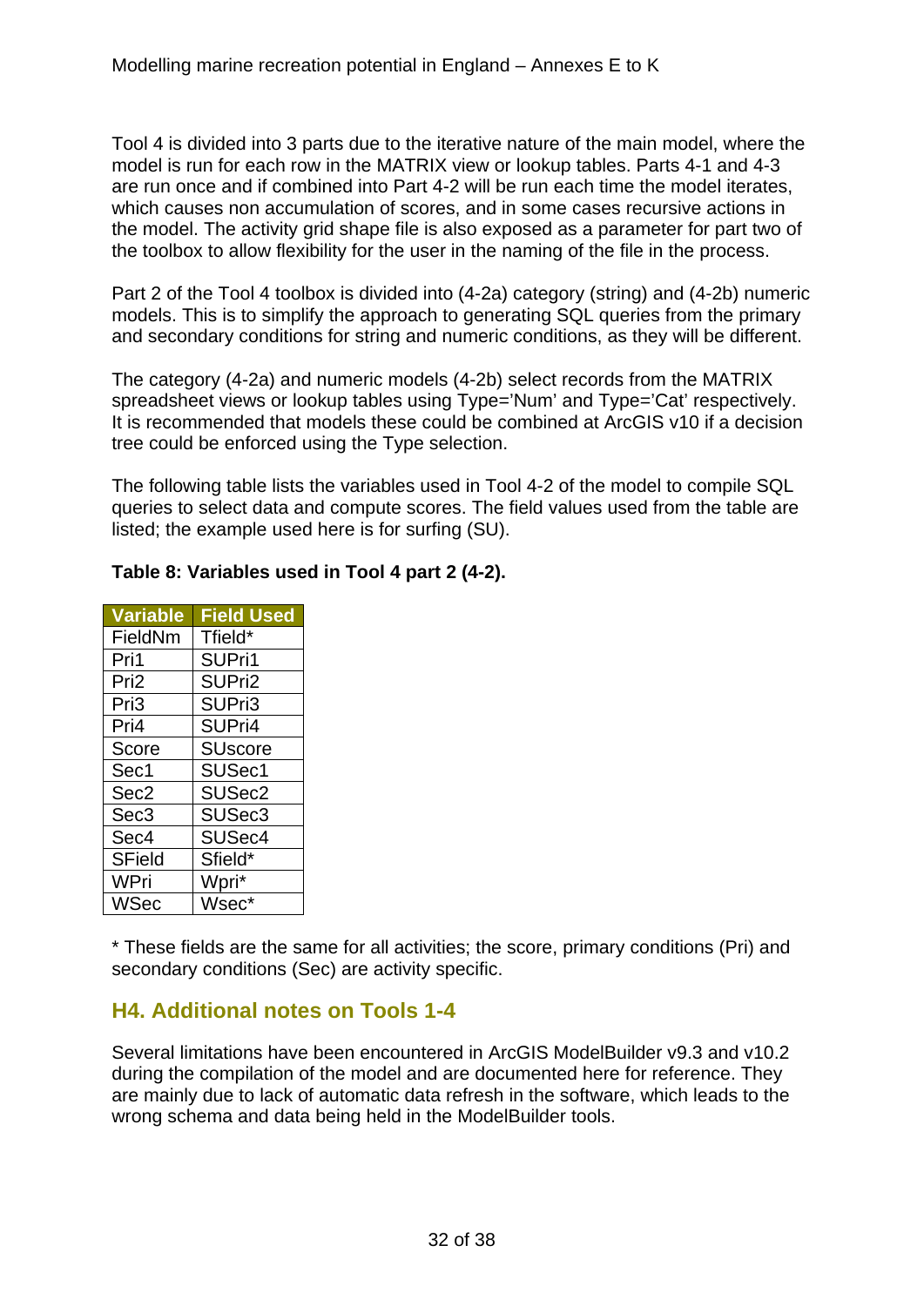Tool 4 is divided into 3 parts due to the iterative nature of the main model, where the model is run for each row in the MATRIX view or lookup tables. Parts 4-1 and 4-3 are run once and if combined into Part 4-2 will be run each time the model iterates, which causes non accumulation of scores, and in some cases recursive actions in the model. The activity grid shape file is also exposed as a parameter for part two of the toolbox to allow flexibility for the user in the naming of the file in the process.

Part 2 of the Tool 4 toolbox is divided into (4-2a) category (string) and (4-2b) numeric models. This is to simplify the approach to generating SQL queries from the primary and secondary conditions for string and numeric conditions, as they will be different.

The category (4-2a) and numeric models (4-2b) select records from the MATRIX spreadsheet views or lookup tables using Type='Num' and Type='Cat' respectively. It is recommended that models these could be combined at ArcGIS v10 if a decision tree could be enforced using the Type selection.

The following table lists the variables used in Tool 4-2 of the model to compile SQL queries to select data and compute scores. The field values used from the table are listed; the example used here is for surfing (SU).

**Table 8: Variables used in Tool 4 part 2 (4-2).**

| Variable | Field Used |
|---|---|
| FieldNm | Tfield* |
| Pri1 | SUPri1 |
| Pri2 | SUPri2 |
| Pri3 | SUPri3 |
| Pri4 | SUPri4 |
| Score | SUscore |
| Sec1 | SUSec1 |
| Sec2 | SUSec2 |
| Sec3 | SUSec3 |
| Sec4 | SUSec4 |
| SField | Sfield* |
| WPri | Wpri* |
| WSec | Wsec* |

* These fields are the same for all activities; the score, primary conditions (Pri) and secondary conditions (Sec) are activity specific.

## H4. Additional notes on Tools 1-4

Several limitations have been encountered in ArcGIS ModelBuilder v9.3 and v10.2 during the compilation of the model and are documented here for reference. They are mainly due to lack of automatic data refresh in the software, which leads to the wrong schema and data being held in the ModelBuilder tools.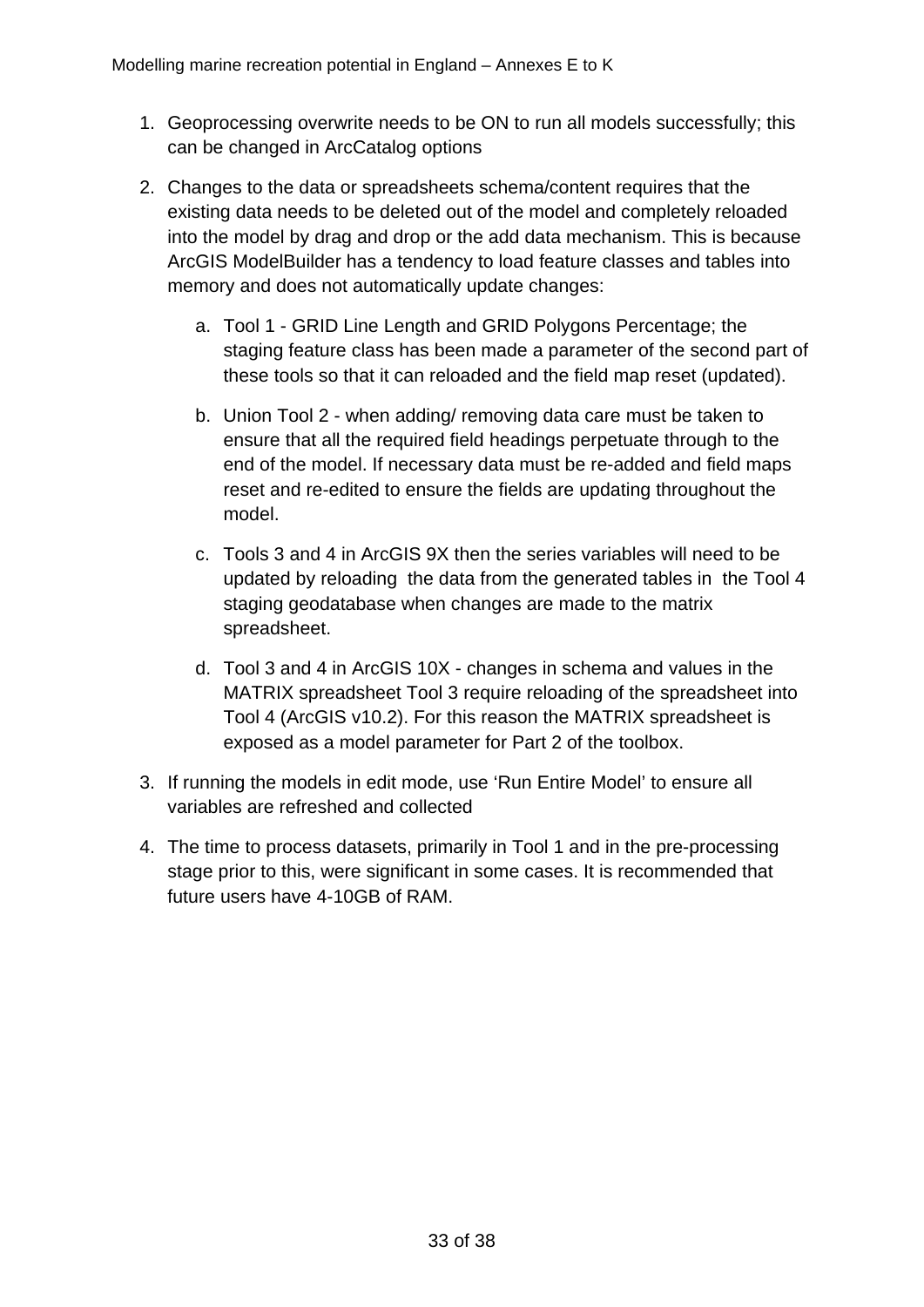1. Geoprocessing overwrite needs to be ON to run all models successfully; this can be changed in ArcCatalog options

2. Changes to the data or spreadsheets schema/content requires that the existing data needs to be deleted out of the model and completely reloaded into the model by drag and drop or the add data mechanism. This is because ArcGIS ModelBuilder has a tendency to load feature classes and tables into memory and does not automatically update changes:

   a. Tool 1 - GRID Line Length and GRID Polygons Percentage; the staging feature class has been made a parameter of the second part of these tools so that it can reloaded and the field map reset (updated).

   b. Union Tool 2 - when adding/ removing data care must be taken to ensure that all the required field headings perpetuate through to the end of the model. If necessary data must be re-added and field maps reset and re-edited to ensure the fields are updating throughout the model.

   c. Tools 3 and 4 in ArcGIS 9X then the series variables will need to be updated by reloading the data from the generated tables in the Tool 4 staging geodatabase when changes are made to the matrix spreadsheet.

   d. Tool 3 and 4 in ArcGIS 10X - changes in schema and values in the MATRIX spreadsheet Tool 3 require reloading of the spreadsheet into Tool 4 (ArcGIS v10.2). For this reason the MATRIX spreadsheet is exposed as a model parameter for Part 2 of the toolbox.

3. If running the models in edit mode, use 'Run Entire Model' to ensure all variables are refreshed and collected

4. The time to process datasets, primarily in Tool 1 and in the pre-processing stage prior to this, were significant in some cases. It is recommended that future users have 4-10GB of RAM.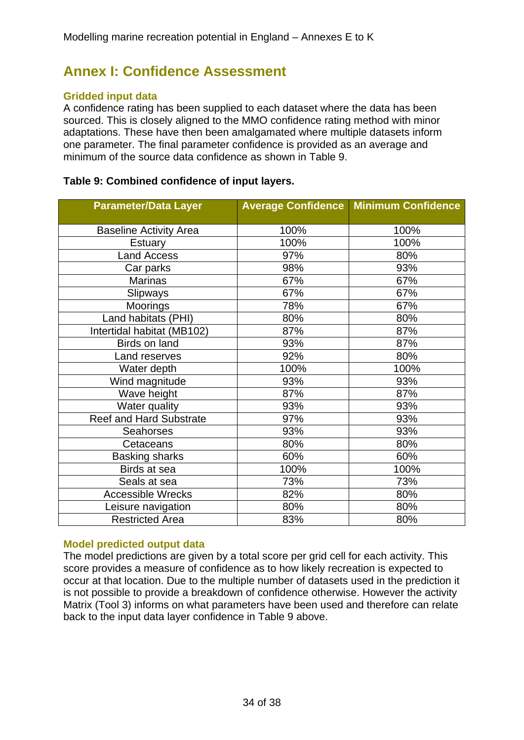# Annex I: Confidence Assessment

### Gridded input data

A confidence rating has been supplied to each dataset where the data has been sourced. This is closely aligned to the MMO confidence rating method with minor adaptations. These have then been amalgamated where multiple datasets inform one parameter. The final parameter confidence is provided as an average and minimum of the source data confidence as shown in Table 9.

**Table 9: Combined confidence of input layers.**

| Parameter/Data Layer | Average Confidence | Minimum Confidence |
|---|---|---|
| Baseline Activity Area | 100% | 100% |
| Estuary | 100% | 100% |
| Land Access | 97% | 80% |
| Car parks | 98% | 93% |
| Marinas | 67% | 67% |
| Slipways | 67% | 67% |
| Moorings | 78% | 67% |
| Land habitats (PHI) | 80% | 80% |
| Intertidal habitat (MB102) | 87% | 87% |
| Birds on land | 93% | 87% |
| Land reserves | 92% | 80% |
| Water depth | 100% | 100% |
| Wind magnitude | 93% | 93% |
| Wave height | 87% | 87% |
| Water quality | 93% | 93% |
| Reef and Hard Substrate | 97% | 93% |
| Seahorses | 93% | 93% |
| Cetaceans | 80% | 80% |
| Basking sharks | 60% | 60% |
| Birds at sea | 100% | 100% |
| Seals at sea | 73% | 73% |
| Accessible Wrecks | 82% | 80% |
| Leisure navigation | 80% | 80% |
| Restricted Area | 83% | 80% |

### Model predicted output data

The model predictions are given by a total score per grid cell for each activity. This score provides a measure of confidence as to how likely recreation is expected to occur at that location. Due to the multiple number of datasets used in the prediction it is not possible to provide a breakdown of confidence otherwise. However the activity Matrix (Tool 3) informs on what parameters have been used and therefore can relate back to the input data layer confidence in Table 9 above.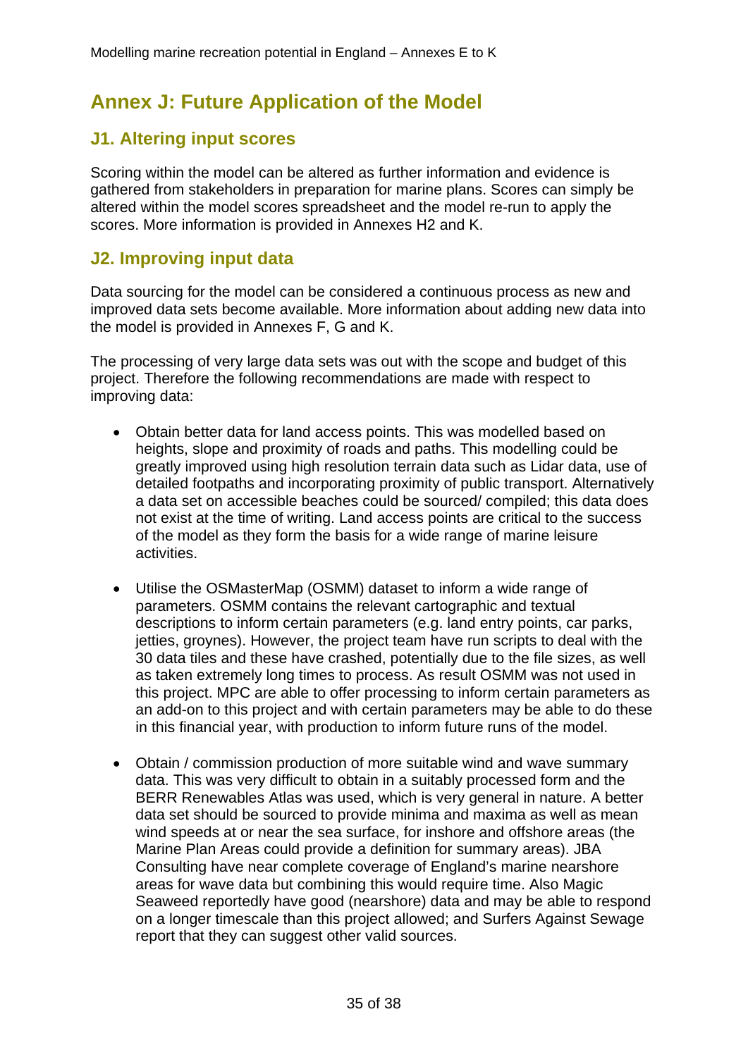# Annex J: Future Application of the Model

## J1. Altering input scores

Scoring within the model can be altered as further information and evidence is gathered from stakeholders in preparation for marine plans. Scores can simply be altered within the model scores spreadsheet and the model re-run to apply the scores. More information is provided in Annexes H2 and K.

## J2. Improving input data

Data sourcing for the model can be considered a continuous process as new and improved data sets become available. More information about adding new data into the model is provided in Annexes F, G and K.

The processing of very large data sets was out with the scope and budget of this project. Therefore the following recommendations are made with respect to improving data:

- Obtain better data for land access points. This was modelled based on heights, slope and proximity of roads and paths. This modelling could be greatly improved using high resolution terrain data such as Lidar data, use of detailed footpaths and incorporating proximity of public transport. Alternatively a data set on accessible beaches could be sourced/ compiled; this data does not exist at the time of writing. Land access points are critical to the success of the model as they form the basis for a wide range of marine leisure activities.

- Utilise the OSMasterMap (OSMM) dataset to inform a wide range of parameters. OSMM contains the relevant cartographic and textual descriptions to inform certain parameters (e.g. land entry points, car parks, jetties, groynes). However, the project team have run scripts to deal with the 30 data tiles and these have crashed, potentially due to the file sizes, as well as taken extremely long times to process. As result OSMM was not used in this project. MPC are able to offer processing to inform certain parameters as an add-on to this project and with certain parameters may be able to do these in this financial year, with production to inform future runs of the model.

- Obtain / commission production of more suitable wind and wave summary data. This was very difficult to obtain in a suitably processed form and the BERR Renewables Atlas was used, which is very general in nature. A better data set should be sourced to provide minima and maxima as well as mean wind speeds at or near the sea surface, for inshore and offshore areas (the Marine Plan Areas could provide a definition for summary areas). JBA Consulting have near complete coverage of England's marine nearshore areas for wave data but combining this would require time. Also Magic Seaweed reportedly have good (nearshore) data and may be able to respond on a longer timescale than this project allowed; and Surfers Against Sewage report that they can suggest other valid sources.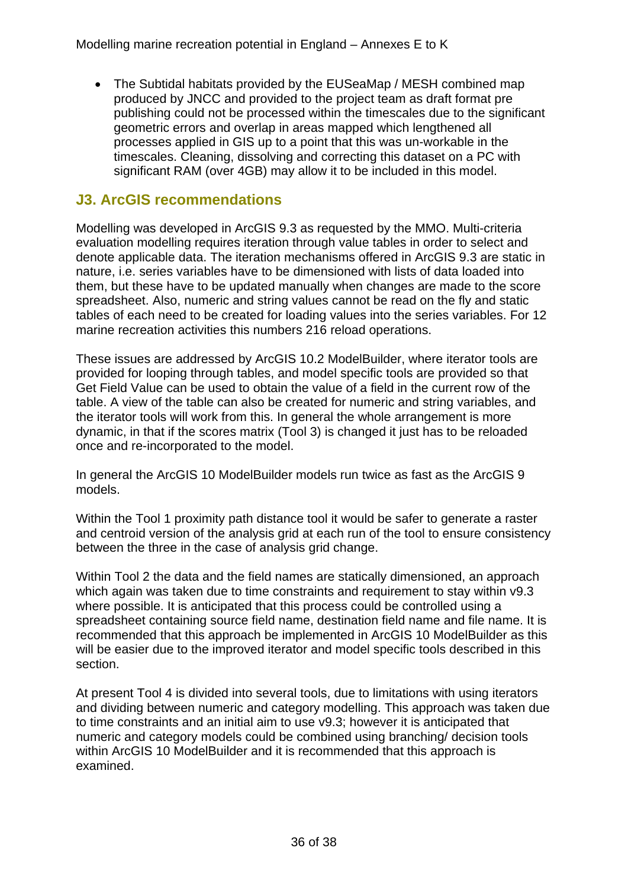- The Subtidal habitats provided by the EUSeaMap / MESH combined map produced by JNCC and provided to the project team as draft format pre publishing could not be processed within the timescales due to the significant geometric errors and overlap in areas mapped which lengthened all processes applied in GIS up to a point that this was un-workable in the timescales. Cleaning, dissolving and correcting this dataset on a PC with significant RAM (over 4GB) may allow it to be included in this model.

## J3. ArcGIS recommendations

Modelling was developed in ArcGIS 9.3 as requested by the MMO. Multi-criteria evaluation modelling requires iteration through value tables in order to select and denote applicable data. The iteration mechanisms offered in ArcGIS 9.3 are static in nature, i.e. series variables have to be dimensioned with lists of data loaded into them, but these have to be updated manually when changes are made to the score spreadsheet. Also, numeric and string values cannot be read on the fly and static tables of each need to be created for loading values into the series variables. For 12 marine recreation activities this numbers 216 reload operations.

These issues are addressed by ArcGIS 10.2 ModelBuilder, where iterator tools are provided for looping through tables, and model specific tools are provided so that Get Field Value can be used to obtain the value of a field in the current row of the table. A view of the table can also be created for numeric and string variables, and the iterator tools will work from this. In general the whole arrangement is more dynamic, in that if the scores matrix (Tool 3) is changed it just has to be reloaded once and re-incorporated to the model.

In general the ArcGIS 10 ModelBuilder models run twice as fast as the ArcGIS 9 models.

Within the Tool 1 proximity path distance tool it would be safer to generate a raster and centroid version of the analysis grid at each run of the tool to ensure consistency between the three in the case of analysis grid change.

Within Tool 2 the data and the field names are statically dimensioned, an approach which again was taken due to time constraints and requirement to stay within v9.3 where possible. It is anticipated that this process could be controlled using a spreadsheet containing source field name, destination field name and file name. It is recommended that this approach be implemented in ArcGIS 10 ModelBuilder as this will be easier due to the improved iterator and model specific tools described in this section.

At present Tool 4 is divided into several tools, due to limitations with using iterators and dividing between numeric and category modelling. This approach was taken due to time constraints and an initial aim to use v9.3; however it is anticipated that numeric and category models could be combined using branching/ decision tools within ArcGIS 10 ModelBuilder and it is recommended that this approach is examined.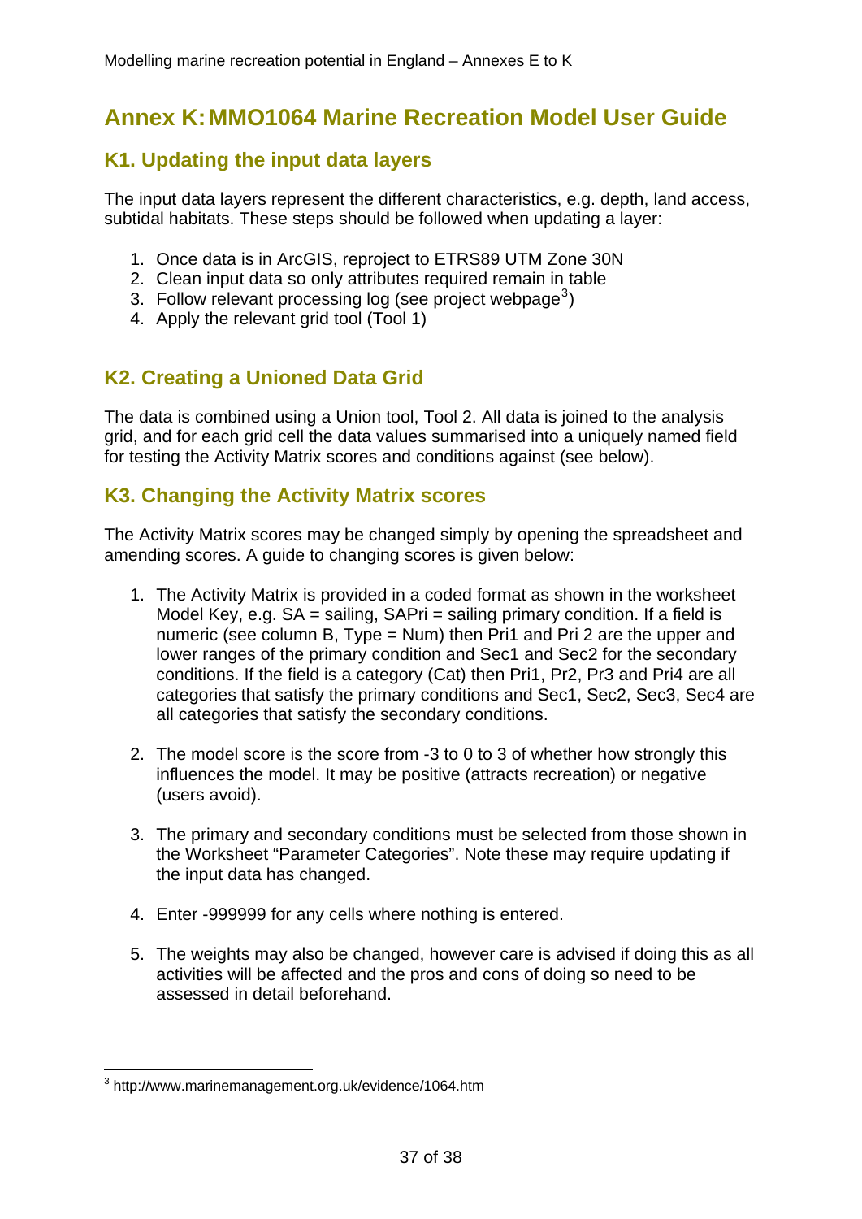# Annex K: MMO1064 Marine Recreation Model User Guide

## K1. Updating the input data layers

The input data layers represent the different characteristics, e.g. depth, land access, subtidal habitats. These steps should be followed when updating a layer:

1. Once data is in ArcGIS, reproject to ETRS89 UTM Zone 30N
2. Clean input data so only attributes required remain in table
3. Follow relevant processing log (see project webpage[3])
4. Apply the relevant grid tool (Tool 1)

## K2. Creating a Unioned Data Grid

The data is combined using a Union tool, Tool 2. All data is joined to the analysis grid, and for each grid cell the data values summarised into a uniquely named field for testing the Activity Matrix scores and conditions against (see below).

## K3. Changing the Activity Matrix scores

The Activity Matrix scores may be changed simply by opening the spreadsheet and amending scores. A guide to changing scores is given below:

1. The Activity Matrix is provided in a coded format as shown in the worksheet Model Key, e.g. SA = sailing, SAPri = sailing primary condition. If a field is numeric (see column B, Type = Num) then Pri1 and Pri 2 are the upper and lower ranges of the primary condition and Sec1 and Sec2 for the secondary conditions. If the field is a category (Cat) then Pri1, Pr2, Pr3 and Pri4 are all categories that satisfy the primary conditions and Sec1, Sec2, Sec3, Sec4 are all categories that satisfy the secondary conditions.

2. The model score is the score from -3 to 0 to 3 of whether how strongly this influences the model. It may be positive (attracts recreation) or negative (users avoid).

3. The primary and secondary conditions must be selected from those shown in the Worksheet "Parameter Categories". Note these may require updating if the input data has changed.

4. Enter -999999 for any cells where nothing is entered.

5. The weights may also be changed, however care is advised if doing this as all activities will be affected and the pros and cons of doing so need to be assessed in detail beforehand.

---

[3] http://www.marinemanagement.org.uk/evidence/1064.htm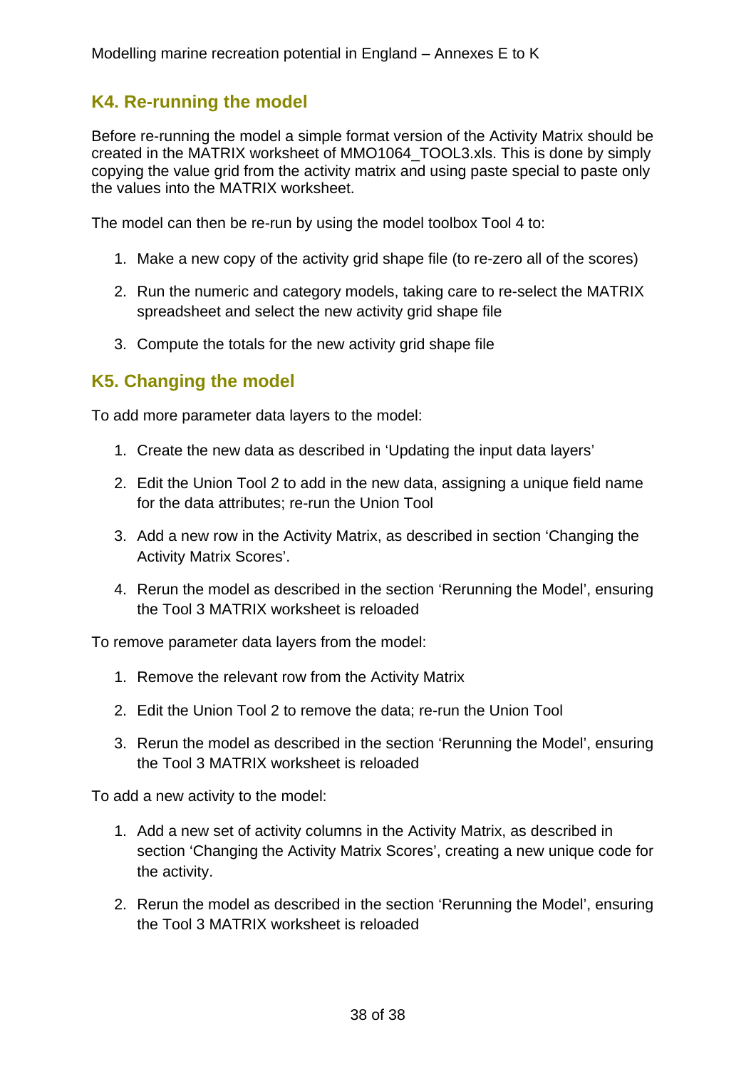## K4. Re-running the model

Before re-running the model a simple format version of the Activity Matrix should be created in the MATRIX worksheet of MMO1064_TOOL3.xls. This is done by simply copying the value grid from the activity matrix and using paste special to paste only the values into the MATRIX worksheet.

The model can then be re-run by using the model toolbox Tool 4 to:

1. Make a new copy of the activity grid shape file (to re-zero all of the scores)
2. Run the numeric and category models, taking care to re-select the MATRIX spreadsheet and select the new activity grid shape file
3. Compute the totals for the new activity grid shape file

## K5. Changing the model

To add more parameter data layers to the model:

1. Create the new data as described in 'Updating the input data layers'
2. Edit the Union Tool 2 to add in the new data, assigning a unique field name for the data attributes; re-run the Union Tool
3. Add a new row in the Activity Matrix, as described in section 'Changing the Activity Matrix Scores'.
4. Rerun the model as described in the section 'Rerunning the Model', ensuring the Tool 3 MATRIX worksheet is reloaded

To remove parameter data layers from the model:

1. Remove the relevant row from the Activity Matrix
2. Edit the Union Tool 2 to remove the data; re-run the Union Tool
3. Rerun the model as described in the section 'Rerunning the Model', ensuring the Tool 3 MATRIX worksheet is reloaded

To add a new activity to the model:

1. Add a new set of activity columns in the Activity Matrix, as described in section 'Changing the Activity Matrix Scores', creating a new unique code for the activity.
2. Rerun the model as described in the section 'Rerunning the Model', ensuring the Tool 3 MATRIX worksheet is reloaded